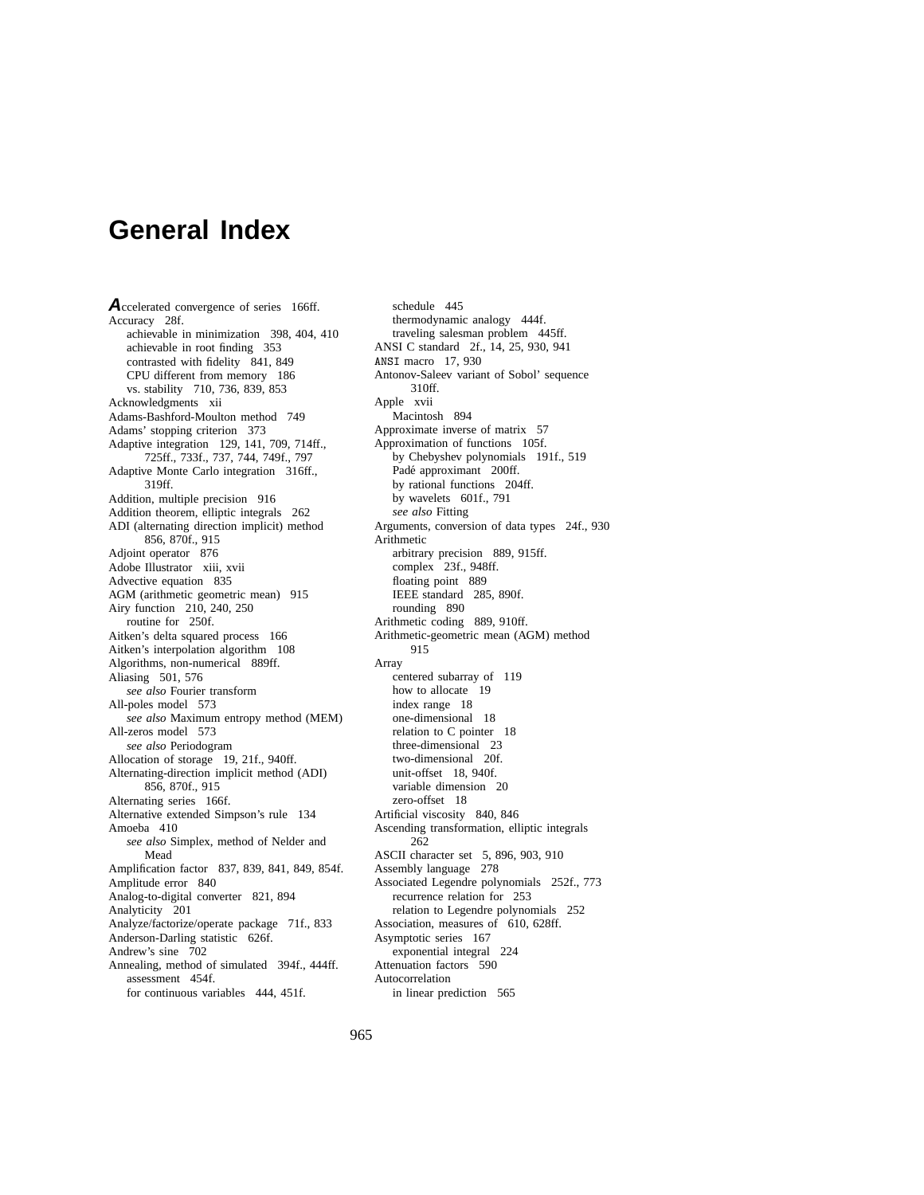# General Index

Accelerated convergence of series 166ff.
Accuracy 28f.
  achievable in minimization 398, 404, 410
  achievable in root finding 353
  contrasted with fidelity 841, 849
  CPU different from memory 186
  vs. stability 710, 736, 839, 853
Acknowledgments xii
Adams-Bashford-Moulton method 749
Adams' stopping criterion 373
Adaptive integration 129, 141, 709, 714ff., 725ff., 733f., 737, 744, 749f., 797
Adaptive Monte Carlo integration 316ff., 319ff.
Addition, multiple precision 916
Addition theorem, elliptic integrals 262
ADI (alternating direction implicit) method 856, 870f., 915
Adjoint operator 876
Adobe Illustrator xiii, xvii
Advective equation 835
AGM (arithmetic geometric mean) 915
Airy function 210, 240, 250
  routine for 250f.
Aitken's delta squared process 166
Aitken's interpolation algorithm 108
Algorithms, non-numerical 889ff.
Aliasing 501, 576
  *see also* Fourier transform
All-poles model 573
  *see also* Maximum entropy method (MEM)
All-zeros model 573
  *see also* Periodogram
Allocation of storage 19, 21f., 940ff.
Alternating-direction implicit method (ADI) 856, 870f., 915
Alternating series 166f.
Alternative extended Simpson's rule 134
Amoeba 410
  *see also* Simplex, method of Nelder and Mead
Amplification factor 837, 839, 841, 849, 854f.
Amplitude error 840
Analog-to-digital converter 821, 894
Analyticity 201
Analyze/factorize/operate package 71f., 833
Anderson-Darling statistic 626f.
Andrew's sine 702
Annealing, method of simulated 394f., 444ff.
  assessment 454f.
  for continuous variables 444, 451f.
  schedule 445
  thermodynamic analogy 444f.
  traveling salesman problem 445ff.
ANSI C standard 2f., 14, 25, 930, 941
ANSI macro 17, 930
Antonov-Saleev variant of Sobol' sequence 310ff.
Apple xvii
  Macintosh 894
Approximate inverse of matrix 57
Approximation of functions 105f.
  by Chebyshev polynomials 191f., 519
  Padé approximant 200ff.
  by rational functions 204ff.
  by wavelets 601f., 791
  *see also* Fitting
Arguments, conversion of data types 24f., 930
Arithmetic
  arbitrary precision 889, 915ff.
  complex 23f., 948ff.
  floating point 889
  IEEE standard 285, 890f.
  rounding 890
Arithmetic coding 889, 910ff.
Arithmetic-geometric mean (AGM) method 915
Array
  centered subarray of 119
  how to allocate 19
  index range 18
  one-dimensional 18
  relation to C pointer 18
  three-dimensional 23
  two-dimensional 20f.
  unit-offset 18, 940f.
  variable dimension 20
  zero-offset 18
Artificial viscosity 840, 846
Ascending transformation, elliptic integrals 262
ASCII character set 5, 896, 903, 910
Assembly language 278
Associated Legendre polynomials 252f., 773
  recurrence relation for 253
  relation to Legendre polynomials 252
Association, measures of 610, 628ff.
Asymptotic series 167
  exponential integral 224
Attenuation factors 590
Autocorrelation
  in linear prediction 565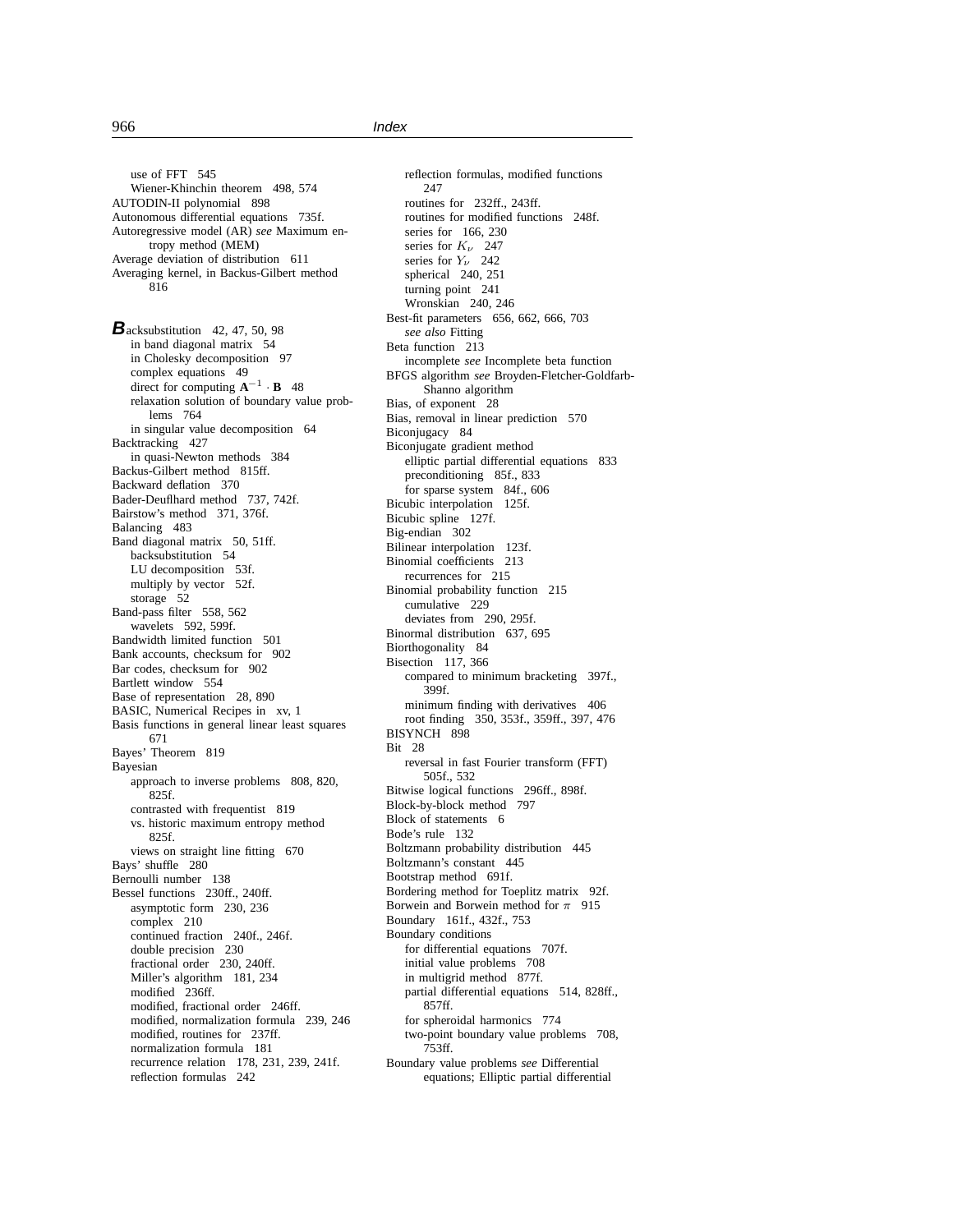use of FFT 545
Wiener-Khinchin theorem 498, 574
AUTODIN-II polynomial 898
Autonomous differential equations 735f.
Autoregressive model (AR) *see* Maximum entropy method (MEM)
Average deviation of distribution 611
Averaging kernel, in Backus-Gilbert method 816

**B**acksubstitution 42, 47, 50, 98
in band diagonal matrix 54
in Cholesky decomposition 97
complex equations 49
direct for computing $\mathbf{A}^{-1} \cdot \mathbf{B}$ 48
relaxation solution of boundary value problems 764
in singular value decomposition 64
Backtracking 427
in quasi-Newton methods 384
Backus-Gilbert method 815ff.
Backward deflation 370
Bader-Deuflhard method 737, 742f.
Bairstow's method 371, 376f.
Balancing 483
Band diagonal matrix 50, 51ff.
backsubstitution 54
LU decomposition 53f.
multiply by vector 52f.
storage 52
Band-pass filter 558, 562
wavelets 592, 599f.
Bandwidth limited function 501
Bank accounts, checksum for 902
Bar codes, checksum for 902
Bartlett window 554
Base of representation 28, 890
BASIC, Numerical Recipes in xv, 1
Basis functions in general linear least squares 671
Bayes' Theorem 819
Bayesian
approach to inverse problems 808, 820, 825f.
contrasted with frequentist 819
vs. historic maximum entropy method 825f.
views on straight line fitting 670
Bays' shuffle 280
Bernoulli number 138
Bessel functions 230ff., 240ff.
asymptotic form 230, 236
complex 210
continued fraction 240f., 246f.
double precision 230
fractional order 230, 240ff.
Miller's algorithm 181, 234
modified 236ff.
modified, fractional order 246ff.
modified, normalization formula 239, 246
modified, routines for 237ff.
normalization formula 181
recurrence relation 178, 231, 239, 241f.
reflection formulas 242
reflection formulas, modified functions 247
routines for 232ff., 243ff.
routines for modified functions 248ff.
series for 166, 230
series for $K_\nu$ 247
series for $Y_\nu$ 242
spherical 240, 251
turning point 241
Wronskian 240, 246
Best-fit parameters 656, 662, 666, 703
*see also* Fitting
Beta function 213
incomplete *see* Incomplete beta function
BFGS algorithm *see* Broyden-Fletcher-Goldfarb-Shanno algorithm
Bias, of exponent 28
Bias, removal in linear prediction 570
Biconjugacy 84
Biconjugate gradient method
elliptic partial differential equations 833
preconditioning 85f., 833
for sparse system 84f., 606
Bicubic interpolation 125f.
Bicubic spline 127f.
Big-endian 302
Bilinear interpolation 123f.
Binomial coefficients 213
recurrences for 215
Binomial probability function 215
cumulative 229
deviates from 290, 295f.
Binormal distribution 637, 695
Biorthogonality 84
Bisection 117, 366
compared to minimum bracketing 397f., 399f.
minimum finding with derivatives 406
root finding 350, 353f., 359ff., 397, 476
BISYNCH 898
Bit 28
reversal in fast Fourier transform (FFT) 505f., 532
Bitwise logical functions 296ff., 898f.
Block-by-block method 797
Block of statements 6
Bode's rule 132
Boltzmann probability distribution 445
Boltzmann's constant 445
Bootstrap method 691f.
Bordering method for Toeplitz matrix 92f.
Borwein and Borwein method for $\pi$ 915
Boundary 161f., 432f., 753
Boundary conditions
for differential equations 707f.
initial value problems 708
in multigrid method 877f.
partial differential equations 514, 828ff., 857ff.
for spheroidal harmonics 774
two-point boundary value problems 708, 753ff.
Boundary value problems *see* Differential equations; Elliptic partial differential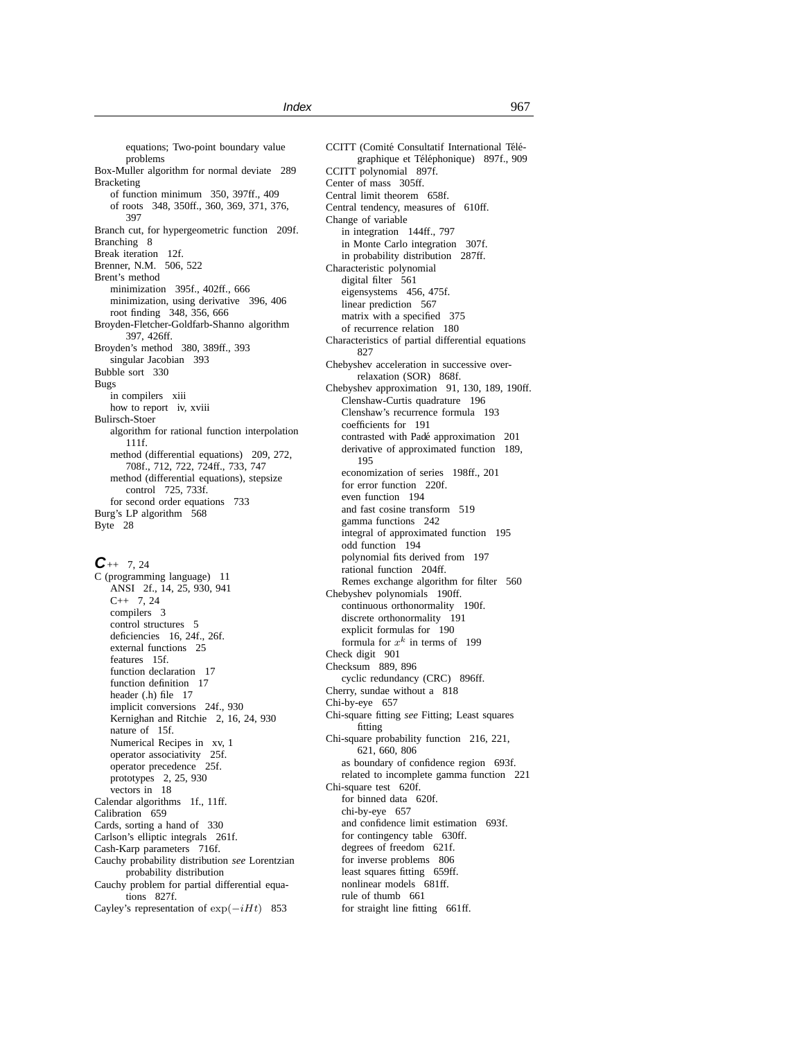equations; Two-point boundary value problems

Box-Muller algorithm for normal deviate 289

Bracketing
- of function minimum 350, 397ff., 409
- of roots 348, 350ff., 360, 369, 371, 376, 397

Branch cut, for hypergeometric function 209f.

Branching 8

Break iteration 12f.

Brenner, N.M. 506, 522

Brent's method
- minimization 395f., 402ff., 666
- minimization, using derivative 396, 406
- root finding 348, 356, 666

Broyden-Fletcher-Goldfarb-Shanno algorithm 397, 426ff.

Broyden's method 380, 389ff., 393
- singular Jacobian 393

Bubble sort 330

Bugs
- in compilers xiii
- how to report iv, xviii

Bulirsch-Stoer
- algorithm for rational function interpolation 111f.
- method (differential equations) 209, 272, 708f., 712, 722, 724ff., 733, 747
- method (differential equations), stepsize control 725, 733f.
- for second order equations 733

Burg's LP algorithm 568

Byte 28

**C**++ 7, 24

C (programming language) 11
- ANSI 2f., 14, 25, 930, 941
- C++ 7, 24
- compilers 3
- control structures 5
- deficiencies 16, 24f., 26f.
- external functions 25
- features 15f.
- function declaration 17
- function definition 17
- header (.h) file 17
- implicit conversions 24f., 930
- Kernighan and Ritchie 2, 16, 24, 930
- nature of 15f.
- Numerical Recipes in xv, 1
- operator associativity 25f.
- operator precedence 25f.
- prototypes 2, 25, 930
- vectors in 18

Calendar algorithms 1f., 11ff.

Calibration 659

Cards, sorting a hand of 330

Carlson's elliptic integrals 261f.

Cash-Karp parameters 716f.

Cauchy probability distribution *see* Lorentzian probability distribution

Cauchy problem for partial differential equations 827f.

Cayley's representation of $\exp(-iHt)$ 853

CCITT (Comité Consultatif International Télégraphique et Téléphonique) 897f., 909

CCITT polynomial 897f.

Center of mass 305ff.

Central limit theorem 658f.

Central tendency, measures of 610ff.

Change of variable
- in integration 144ff., 797
- in Monte Carlo integration 307f.
- in probability distribution 287ff.

Characteristic polynomial
- digital filter 561
- eigensystems 456, 475f.
- linear prediction 567
- matrix with a specified 375
- of recurrence relation 180

Characteristics of partial differential equations 827

Chebyshev acceleration in successive over-relaxation (SOR) 868f.

Chebyshev approximation 91, 130, 189, 190ff.
- Clenshaw-Curtis quadrature 196
- Clenshaw's recurrence formula 193
- coefficients for 191
- contrasted with Padé approximation 201
- derivative of approximated function 189, 195
- economization of series 198ff., 201
- for error function 220f.
- even function 194
- and fast cosine transform 519
- gamma functions 242
- integral of approximated function 195
- odd function 194
- polynomial fits derived from 197
- rational function 204ff.
- Remes exchange algorithm for filter 560

Chebyshev polynomials 190ff.
- continuous orthonormality 190f.
- discrete orthonormality 191
- explicit formulas for 190
- formula for $x^k$ in terms of 199

Check digit 901

Checksum 889, 896
- cyclic redundancy (CRC) 896ff.

Cherry, sundae without a 818

Chi-by-eye 657

Chi-square fitting *see* Fitting; Least squares fitting

Chi-square probability function 216, 221, 621, 660, 806
- as boundary of confidence region 693f.
- related to incomplete gamma function 221

Chi-square test 620f.
- for binned data 620f.
- chi-by-eye 657
- and confidence limit estimation 693f.
- for contingency table 630ff.
- degrees of freedom 621f.
- for inverse problems 806
- least squares fitting 659ff.
- nonlinear models 681ff.
- rule of thumb 661
- for straight line fitting 661ff.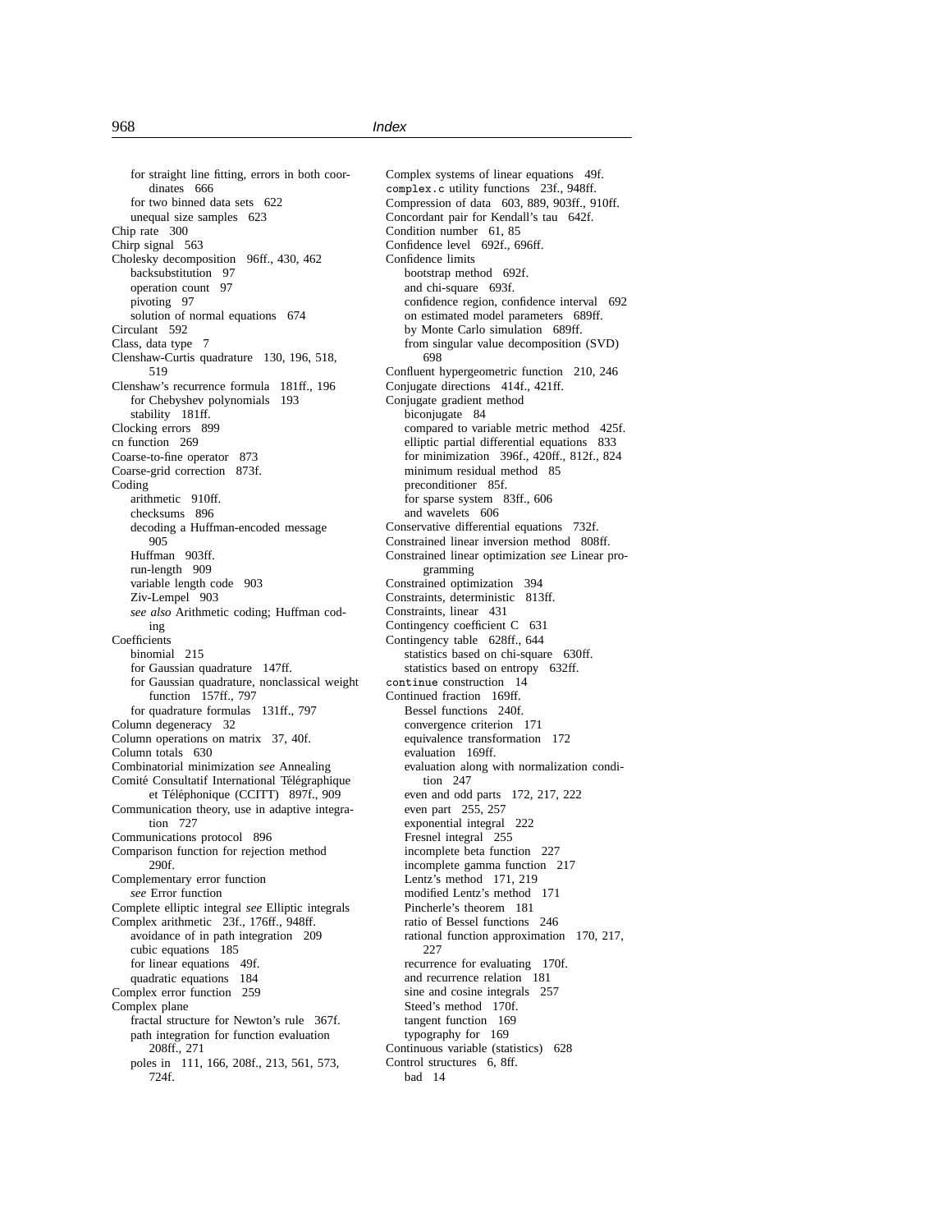for straight line fitting, errors in both coordinates 666
for two binned data sets 622
unequal size samples 623
Chip rate 300
Chirp signal 563
Cholesky decomposition 96ff., 430, 462
backsubstitution 97
operation count 97
pivoting 97
solution of normal equations 674
Circulant 592
Class, data type 7
Clenshaw-Curtis quadrature 130, 196, 518, 519
Clenshaw's recurrence formula 181ff., 196
for Chebyshev polynomials 193
stability 181ff.
Clocking errors 899
cn function 269
Coarse-to-fine operator 873
Coarse-grid correction 873f.
Coding
arithmetic 910ff.
checksums 896
decoding a Huffman-encoded message 905
Huffman 903ff.
run-length 909
variable length code 903
Ziv-Lempel 903
*see also* Arithmetic coding; Huffman coding
Coefficients
binomial 215
for Gaussian quadrature 147ff.
for Gaussian quadrature, nonclassical weight function 157ff., 797
for quadrature formulas 131ff., 797
Column degeneracy 32
Column operations on matrix 37, 40f.
Column totals 630
Combinatorial minimization *see* Annealing
Comité Consultatif International Télégraphique et Téléphonique (CCITT) 897f., 909
Communication theory, use in adaptive integration 727
Communications protocol 896
Comparison function for rejection method 290f.
Complementary error function
*see* Error function
Complete elliptic integral *see* Elliptic integrals
Complex arithmetic 23f., 176ff., 948ff.
avoidance of in path integration 209
cubic equations 185
for linear equations 49f.
quadratic equations 184
Complex error function 259
Complex plane
fractal structure for Newton's rule 367f.
path integration for function evaluation 208ff., 271
poles in 111, 166, 208f., 213, 561, 573, 724f.
Complex systems of linear equations 49f.
`complex.c` utility functions 23f., 948ff.
Compression of data 603, 889, 903ff., 910ff.
Concordant pair for Kendall's tau 642f.
Condition number 61, 85
Confidence level 692f., 696ff.
Confidence limits
bootstrap method 692f.
and chi-square 693f.
confidence region, confidence interval 692
on estimated model parameters 689ff.
by Monte Carlo simulation 689ff.
from singular value decomposition (SVD) 698
Confluent hypergeometric function 210, 246
Conjugate directions 414f., 421ff.
Conjugate gradient method
biconjugate 84
compared to variable metric method 425f.
elliptic partial differential equations 833
for minimization 396f., 420ff., 812f., 824
minimum residual method 85
preconditioner 85f.
for sparse system 83ff., 606
and wavelets 606
Conservative differential equations 732f.
Constrained linear inversion method 808ff.
Constrained linear optimization *see* Linear programming
Constrained optimization 394
Constraints, deterministic 813ff.
Constraints, linear 431
Contingency coefficient C 631
Contingency table 628ff., 644
statistics based on chi-square 630ff.
statistics based on entropy 632ff.
`continue` construction 14
Continued fraction 169ff.
Bessel functions 240f.
convergence criterion 171
equivalence transformation 172
evaluation 169ff.
evaluation along with normalization condition 247
even and odd parts 172, 217, 222
even part 255, 257
exponential integral 222
Fresnel integral 255
incomplete beta function 227
incomplete gamma function 217
Lentz's method 171, 219
modified Lentz's method 171
Pincherle's theorem 181
ratio of Bessel functions 246
rational function approximation 170, 217, 227
recurrence for evaluating 170f.
and recurrence relation 181
sine and cosine integrals 257
Steed's method 170f.
tangent function 169
typography for 169
Continuous variable (statistics) 628
Control structures 6, 8ff.
bad 14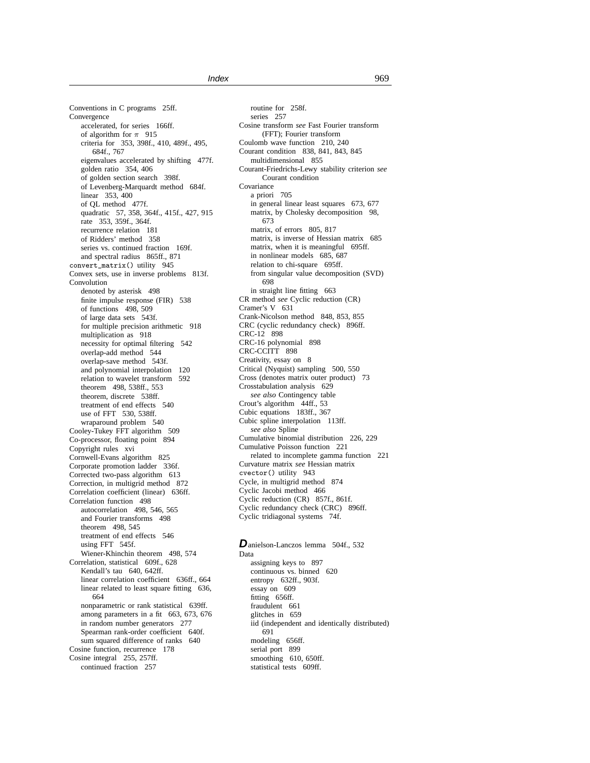Conventions in C programs 25ff.
Convergence
  accelerated, for series 166ff.
  of algorithm for $\pi$ 915
  criteria for 353, 398f., 410, 489f., 495, 684f., 767
  eigenvalues accelerated by shifting 477f.
  golden ratio 354, 406
  of golden section search 398f.
  of Levenberg-Marquardt method 684f.
  linear 353, 400
  of QL method 477f.
  quadratic 57, 358, 364f., 415f., 427, 915
  rate 353, 359f., 364f.
  recurrence relation 181
  of Ridders' method 358
  series vs. continued fraction 169f.
  and spectral radius 865ff., 871
`convert_matrix()` utility 945
Convex sets, use in inverse problems 813f.
Convolution
  denoted by asterisk 498
  finite impulse response (FIR) 538
  of functions 498, 509
  of large data sets 543f.
  for multiple precision arithmetic 918
  multiplication as 918
  necessity for optimal filtering 542
  overlap-add method 544
  overlap-save method 543f.
  and polynomial interpolation 120
  relation to wavelet transform 592
  theorem 498, 538ff., 553
  theorem, discrete 538ff.
  treatment of end effects 540
  use of FFT 530, 538ff.
  wraparound problem 540
Cooley-Tukey FFT algorithm 509
Co-processor, floating point 894
Copyright rules xvi
Cornwell-Evans algorithm 825
Corporate promotion ladder 336f.
Corrected two-pass algorithm 613
Correction, in multigrid method 872
Correlation coefficient (linear) 636ff.
Correlation function 498
  autocorrelation 498, 546, 565
  and Fourier transforms 498
  theorem 498, 545
  treatment of end effects 546
  using FFT 545f.
  Wiener-Khinchin theorem 498, 574
Correlation, statistical 609f., 628
  Kendall's tau 640, 642ff.
  linear correlation coefficient 636ff., 664
  linear related to least square fitting 636, 664
  nonparametric or rank statistical 639ff.
  among parameters in a fit 663, 673, 676
  in random number generators 277
  Spearman rank-order coefficient 640f.
  sum squared difference of ranks 640
Cosine function, recurrence 178
Cosine integral 255, 257ff.
  continued fraction 257
  routine for 258f.
  series 257
Cosine transform *see* Fast Fourier transform (FFT); Fourier transform
Coulomb wave function 210, 240
Courant condition 838, 841, 843, 845
  multidimensional 855
Courant-Friedrichs-Lewy stability criterion *see* Courant condition
Covariance
  a priori 705
  in general linear least squares 673, 677
  matrix, by Cholesky decomposition 98, 673
  matrix, of errors 805, 817
  matrix, is inverse of Hessian matrix 685
  matrix, when it is meaningful 695ff.
  in nonlinear models 685, 687
  relation to chi-square 695ff.
  from singular value decomposition (SVD) 698
  in straight line fitting 663
CR method *see* Cyclic reduction (CR)
Cramer's V 631
Crank-Nicolson method 848, 853, 855
CRC (cyclic redundancy check) 896ff.
CRC-12 898
CRC-16 polynomial 898
CRC-CCITT 898
Creativity, essay on 8
Critical (Nyquist) sampling 500, 550
Cross (denotes matrix outer product) 73
Crosstabulation analysis 629
  *see also* Contingency table
Crout's algorithm 44ff., 53
Cubic equations 183ff., 367
Cubic spline interpolation 113ff.
  *see also* Spline
Cumulative binomial distribution 226, 229
Cumulative Poisson function 221
  related to incomplete gamma function 221
Curvature matrix *see* Hessian matrix
`cvector()` utility 943
Cycle, in multigrid method 874
Cyclic Jacobi method 466
Cyclic reduction (CR) 857f., 861f.
Cyclic redundancy check (CRC) 896ff.
Cyclic tridiagonal systems 74f.

**D**anielson-Lanczos lemma 504f., 532
Data
  assigning keys to 897
  continuous vs. binned 620
  entropy 632ff., 903f.
  essay on 609
  fitting 656ff.
  fraudulent 661
  glitches in 659
  iid (independent and identically distributed) 691
  modeling 656ff.
  serial port 899
  smoothing 610, 650ff.
  statistical tests 609ff.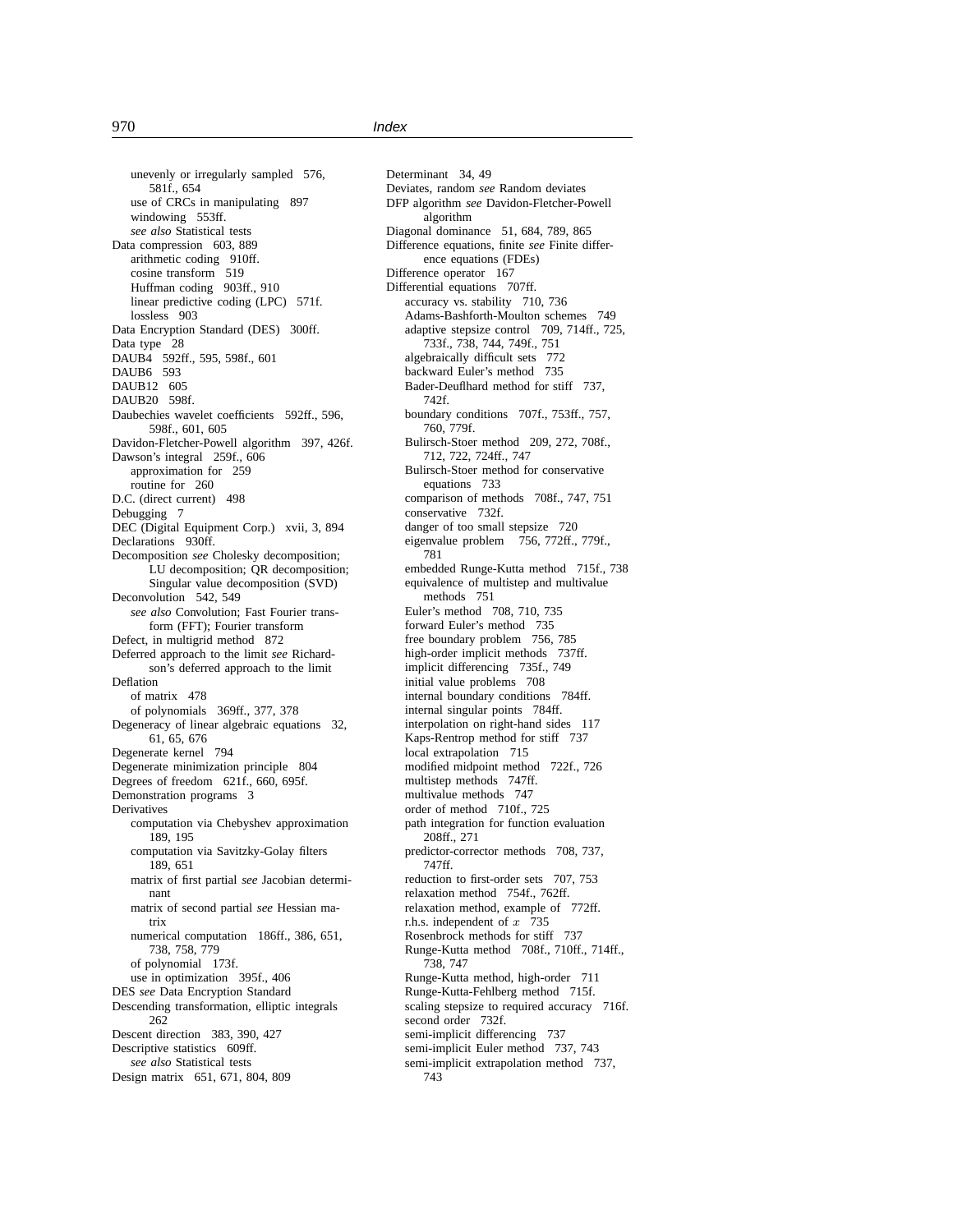unevenly or irregularly sampled 576, 581f., 654
use of CRCs in manipulating 897
windowing 553ff.
*see also* Statistical tests

Data compression 603, 889
arithmetic coding 910ff.
cosine transform 519
Huffman coding 903ff., 910
linear predictive coding (LPC) 571f.
lossless 903

Data Encryption Standard (DES) 300ff.

Data type 28

DAUB4 592ff., 595, 598f., 601

DAUB6 593

DAUB12 605

DAUB20 598f.

Daubechies wavelet coefficients 592ff., 596, 598f., 601, 605

Davidon-Fletcher-Powell algorithm 397, 426f.

Dawson's integral 259f., 606
approximation for 259
routine for 260

D.C. (direct current) 498

Debugging 7

DEC (Digital Equipment Corp.) xvii, 3, 894

Declarations 930ff.

Decomposition *see* Cholesky decomposition; LU decomposition; QR decomposition; Singular value decomposition (SVD)

Deconvolution 542, 549
*see also* Convolution; Fast Fourier transform (FFT); Fourier transform

Defect, in multigrid method 872

Deferred approach to the limit *see* Richardson's deferred approach to the limit

Deflation
of matrix 478
of polynomials 369ff., 377, 378

Degeneracy of linear algebraic equations 32, 61, 65, 676

Degenerate kernel 794

Degenerate minimization principle 804

Degrees of freedom 621f., 660, 695f.

Demonstration programs 3

Derivatives
computation via Chebyshev approximation 189, 195
computation via Savitzky-Golay filters 189, 651
matrix of first partial *see* Jacobian determinant
matrix of second partial *see* Hessian matrix
numerical computation 186ff., 386, 651, 738, 758, 779
of polynomial 173f.
use in optimization 395f., 406

DES *see* Data Encryption Standard

Descending transformation, elliptic integrals 262

Descent direction 383, 390, 427

Descriptive statistics 609ff.
*see also* Statistical tests

Design matrix 651, 671, 804, 809

Determinant 34, 49

Deviates, random *see* Random deviates

DFP algorithm *see* Davidon-Fletcher-Powell algorithm

Diagonal dominance 51, 684, 789, 865

Difference equations, finite *see* Finite difference equations (FDEs)

Difference operator 167

Differential equations 707ff.
accuracy vs. stability 710, 736
Adams-Bashforth-Moulton schemes 749
adaptive stepsize control 709, 714ff., 725, 733f., 738, 744, 749f., 751
algebraically difficult sets 772
backward Euler's method 735
Bader-Deuflhard method for stiff 737, 742f.
boundary conditions 707f., 753ff., 757, 760, 779f.
Bulirsch-Stoer method 209, 272, 708f., 712, 722, 724ff., 747
Bulirsch-Stoer method for conservative equations 733
comparison of methods 708f., 747, 751
conservative 732f.
danger of too small stepsize 720
eigenvalue problem 756, 772ff., 779f., 781
embedded Runge-Kutta method 715f., 738
equivalence of multistep and multivalue methods 751
Euler's method 708, 710, 735
forward Euler's method 735
free boundary problem 756, 785
high-order implicit methods 737ff.
implicit differencing 735f., 749
initial value problems 708
internal boundary conditions 784ff.
internal singular points 784ff.
interpolation on right-hand sides 117
Kaps-Rentrop method for stiff 737
local extrapolation 715
modified midpoint method 722f., 726
multistep methods 747ff.
multivalue methods 747
order of method 710f., 725
path integration for function evaluation 208ff., 271
predictor-corrector methods 708, 737, 747ff.
reduction to first-order sets 707, 753
relaxation method 754f., 762ff.
relaxation method, example of 772ff.
r.h.s. independent of $x$ 735
Rosenbrock methods for stiff 737
Runge-Kutta method 708f., 710ff., 714ff., 738, 747
Runge-Kutta method, high-order 711
Runge-Kutta-Fehlberg method 715f.
scaling stepsize to required accuracy 716f.
second order 732f.
semi-implicit differencing 737
semi-implicit Euler method 737, 743
semi-implicit extrapolation method 737, 743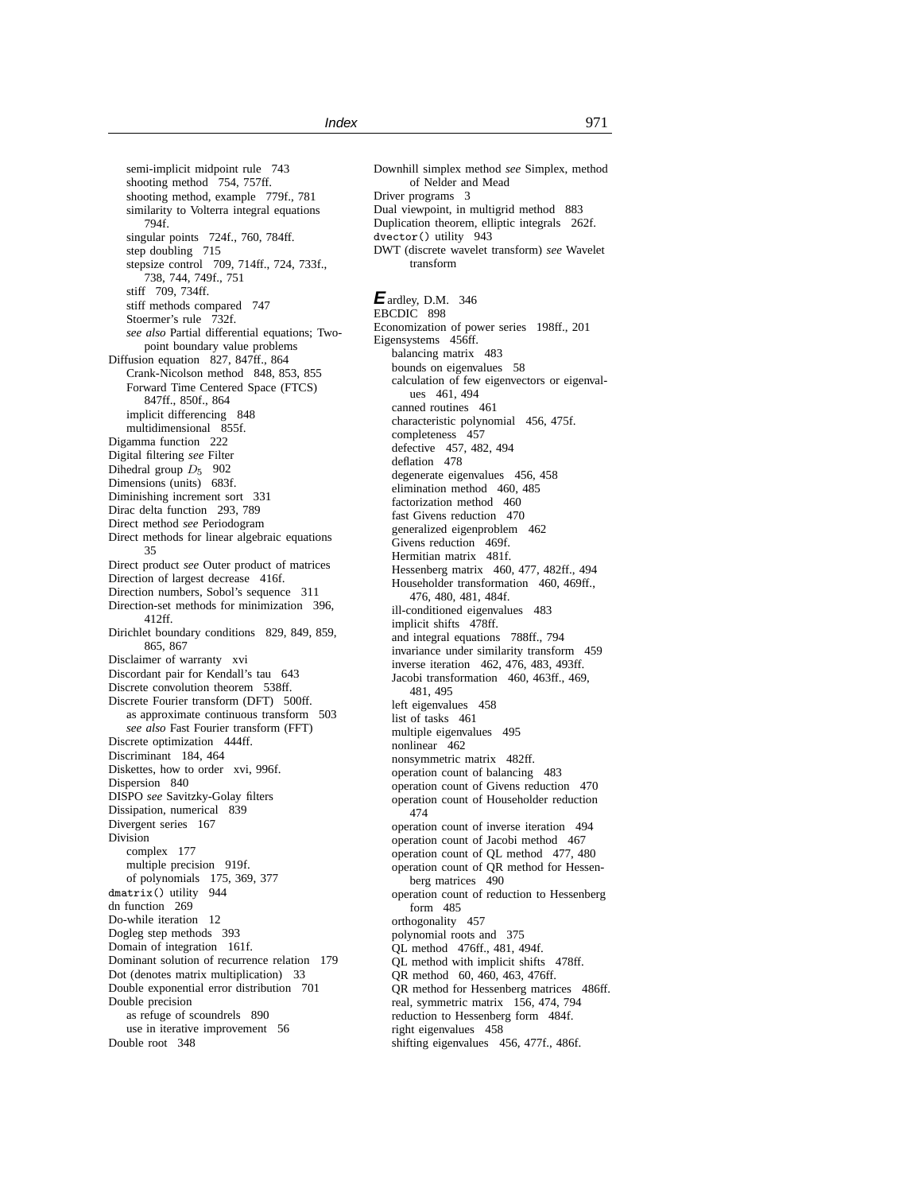semi-implicit midpoint rule 743
shooting method 754, 757ff.
shooting method, example 779f., 781
similarity to Volterra integral equations 794f.
singular points 724f., 760, 784ff.
step doubling 715
stepsize control 709, 714ff., 724, 733f., 738, 744, 749f., 751
stiff 709, 734ff.
stiff methods compared 747
Stoermer's rule 732f.
*see also* Partial differential equations; Two-point boundary value problems

Diffusion equation 827, 847ff., 864
Crank-Nicolson method 848, 853, 855
Forward Time Centered Space (FTCS) 847ff., 850f., 864
implicit differencing 848
multidimensional 855f.

Digamma function 222
Digital filtering *see* Filter
Dihedral group $D_5$ 902
Dimensions (units) 683f.
Diminishing increment sort 331
Dirac delta function 293, 789
Direct method *see* Periodogram
Direct methods for linear algebraic equations 35
Direct product *see* Outer product of matrices
Direction of largest decrease 416f.
Direction numbers, Sobol's sequence 311
Direction-set methods for minimization 396, 412ff.
Dirichlet boundary conditions 829, 849, 859, 865, 867
Disclaimer of warranty xvi
Discordant pair for Kendall's tau 643
Discrete convolution theorem 538ff.
Discrete Fourier transform (DFT) 500ff.
as approximate continuous transform 503
*see also* Fast Fourier transform (FFT)

Discrete optimization 444ff.
Discriminant 184, 464
Diskettes, how to order xvi, 996f.
Dispersion 840
DISPO *see* Savitzky-Golay filters
Dissipation, numerical 839
Divergent series 167
Division
complex 177
multiple precision 919f.
of polynomials 175, 369, 377

`dmatrix()` utility 944
dn function 269
Do-while iteration 12
Dogleg step methods 393
Domain of integration 161f.
Dominant solution of recurrence relation 179
Dot (denotes matrix multiplication) 33
Double exponential error distribution 701
Double precision
as refuge of scoundrels 890
use in iterative improvement 56

Double root 348
Downhill simplex method *see* Simplex, method of Nelder and Mead
Driver programs 3
Dual viewpoint, in multigrid method 883
Duplication theorem, elliptic integrals 262f.
`dvector()` utility 943
DWT (discrete wavelet transform) *see* Wavelet transform

**E**ardley, D.M. 346
EBCDIC 898
Economization of power series 198ff., 201
Eigensystems 456ff.
balancing matrix 483
bounds on eigenvalues 58
calculation of few eigenvectors or eigenvalues 461, 494
canned routines 461
characteristic polynomial 456, 475f.
completeness 457
defective 457, 482, 494
deflation 478
degenerate eigenvalues 456, 458
elimination method 460, 485
factorization method 460
fast Givens reduction 470
generalized eigenproblem 462
Givens reduction 469f.
Hermitian matrix 481f.
Hessenberg matrix 460, 477, 482ff., 494
Householder transformation 460, 469ff., 476, 480, 481, 484f.
ill-conditioned eigenvalues 483
implicit shifts 478ff.
and integral equations 788ff., 794
invariance under similarity transform 459
inverse iteration 462, 476, 483, 493ff.
Jacobi transformation 460, 463ff., 469, 481, 495
left eigenvalues 458
list of tasks 461
multiple eigenvalues 495
nonlinear 462
nonsymmetric matrix 482ff.
operation count of balancing 483
operation count of Givens reduction 470
operation count of Householder reduction 474
operation count of inverse iteration 494
operation count of Jacobi method 467
operation count of QL method 477, 480
operation count of QR method for Hessenberg matrices 490
operation count of reduction to Hessenberg form 485
orthogonality 457
polynomial roots and 375
QL method 476ff., 481, 494f.
QL method with implicit shifts 478ff.
QR method 60, 460, 463, 476ff.
QR method for Hessenberg matrices 486ff.
real, symmetric matrix 156, 474, 794
reduction to Hessenberg form 484f.
right eigenvalues 458
shifting eigenvalues 456, 477f., 486f.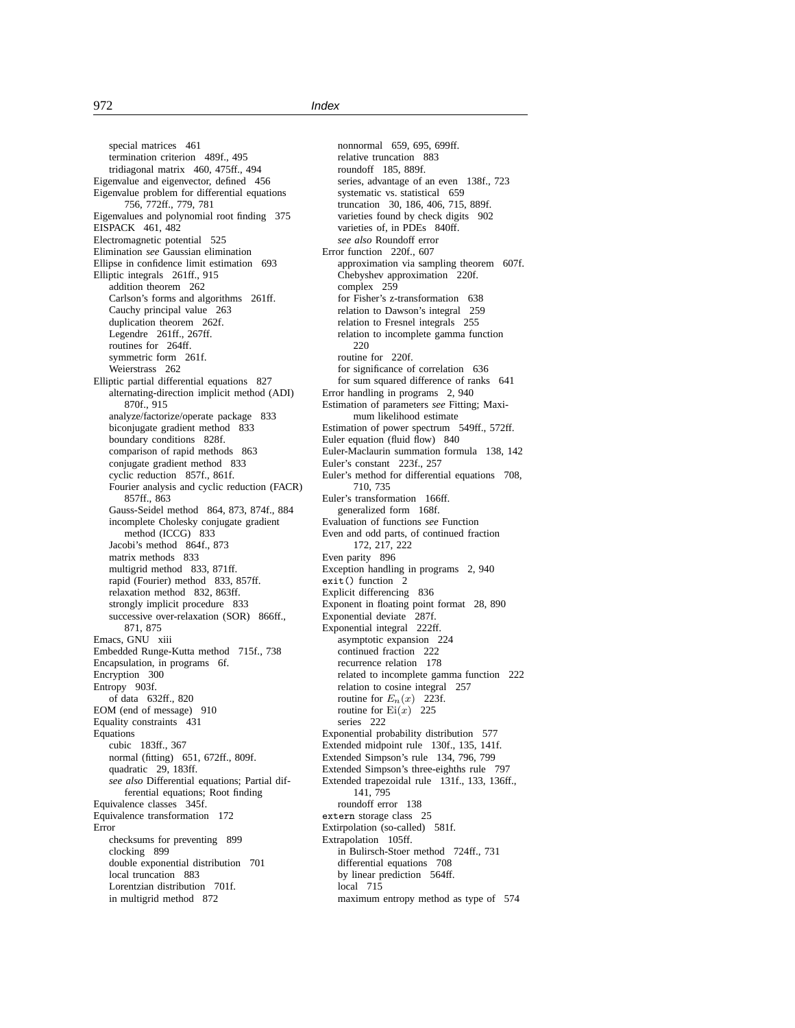special matrices 461
termination criterion 489f., 495
tridiagonal matrix 460, 475ff., 494
Eigenvalue and eigenvector, defined 456
Eigenvalue problem for differential equations 756, 772ff., 779, 781
Eigenvalues and polynomial root finding 375
EISPACK 461, 482
Electromagnetic potential 525
Elimination *see* Gaussian elimination
Ellipse in confidence limit estimation 693
Elliptic integrals 261ff., 915
addition theorem 262
Carlson's forms and algorithms 261ff.
Cauchy principal value 263
duplication theorem 262f.
Legendre 261ff., 267ff.
routines for 264ff.
symmetric form 261f.
Weierstrass 262
Elliptic partial differential equations 827
alternating-direction implicit method (ADI) 870f., 915
analyze/factorize/operate package 833
biconjugate gradient method 833
boundary conditions 828f.
comparison of rapid methods 863
conjugate gradient method 833
cyclic reduction 857f., 861f.
Fourier analysis and cyclic reduction (FACR) 857ff., 863
Gauss-Seidel method 864, 873, 874f., 884
incomplete Cholesky conjugate gradient method (ICCG) 833
Jacobi's method 864f., 873
matrix methods 833
multigrid method 833, 871ff.
rapid (Fourier) method 833, 857ff.
relaxation method 832, 863ff.
strongly implicit procedure 833
successive over-relaxation (SOR) 866ff., 871, 875
Emacs, GNU xiii
Embedded Runge-Kutta method 715f., 738
Encapsulation, in programs 6f.
Encryption 300
Entropy 903f.
of data 632ff., 820
EOM (end of message) 910
Equality constraints 431
Equations
cubic 183ff., 367
normal (fitting) 651, 672ff., 809f.
quadratic 29, 183ff.
*see also* Differential equations; Partial differential equations; Root finding
Equivalence classes 345f.
Equivalence transformation 172
Error
checksums for preventing 899
clocking 899
double exponential distribution 701
local truncation 883
Lorentzian distribution 701f.
in multigrid method 872
nonnormal 659, 695, 699ff.
relative truncation 883
roundoff 185, 889f.
series, advantage of an even 138f., 723
systematic vs. statistical 659
truncation 30, 186, 406, 715, 889f.
varieties found by check digits 902
varieties of, in PDEs 840ff.
*see also* Roundoff error
Error function 220f., 607
approximation via sampling theorem 607f.
Chebyshev approximation 220f.
complex 259
for Fisher's z-transformation 638
relation to Dawson's integral 259
relation to Fresnel integrals 255
relation to incomplete gamma function 220
routine for 220f.
for significance of correlation 636
for sum squared difference of ranks 641
Error handling in programs 2, 940
Estimation of parameters *see* Fitting; Maximum likelihood estimate
Estimation of power spectrum 549ff., 572ff.
Euler equation (fluid flow) 840
Euler-Maclaurin summation formula 138, 142
Euler's constant 223f., 257
Euler's method for differential equations 708, 710, 735
Euler's transformation 166ff.
generalized form 168f.
Evaluation of functions *see* Function
Even and odd parts, of continued fraction 172, 217, 222
Even parity 896
Exception handling in programs 2, 940
`exit()` function 2
Explicit differencing 836
Exponent in floating point format 28, 890
Exponential deviate 287f.
Exponential integral 222ff.
asymptotic expansion 224
continued fraction 222
recurrence relation 178
related to incomplete gamma function 222
relation to cosine integral 257
routine for $E_n(x)$ 223f.
routine for $\mathrm{Ei}(x)$ 225
series 222
Exponential probability distribution 577
Extended midpoint rule 130f., 135, 141f.
Extended Simpson's rule 134, 796, 799
Extended Simpson's three-eighths rule 797
Extended trapezoidal rule 131f., 133, 136ff., 141, 795
roundoff error 138
`extern` storage class 25
Extirpolation (so-called) 581f.
Extrapolation 105ff.
in Bulirsch-Stoer method 724ff., 731
differential equations 708
by linear prediction 564ff.
local 715
maximum entropy method as type of 574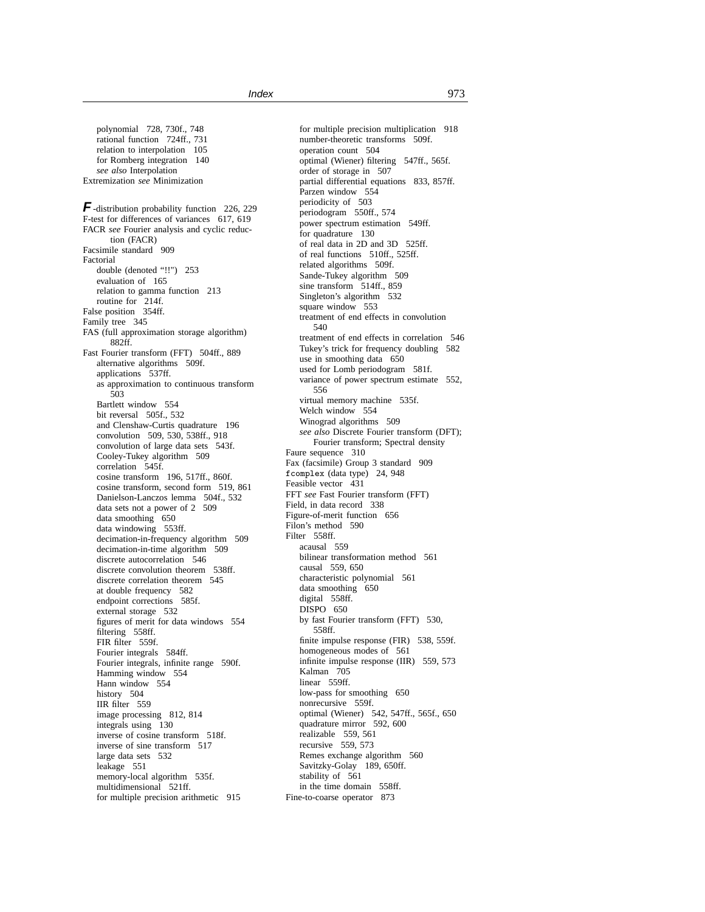polynomial 728, 730f., 748
rational function 724ff., 731
relation to interpolation 105
for Romberg integration 140
*see also* Interpolation

Extremization *see* Minimization

**F**-distribution probability function 226, 229
F-test for differences of variances 617, 619
FACR *see* Fourier analysis and cyclic reduction (FACR)
Facsimile standard 909
Factorial
- double (denoted "!!") 253
- evaluation of 165
- relation to gamma function 213
- routine for 214f.

False position 354ff.
Family tree 345
FAS (full approximation storage algorithm) 882ff.
Fast Fourier transform (FFT) 504ff., 889
- alternative algorithms 509f.
- applications 537ff.
- as approximation to continuous transform 503
- Bartlett window 554
- bit reversal 505f., 532
- and Clenshaw-Curtis quadrature 196
- convolution 509, 530, 538ff., 918
- convolution of large data sets 543f.
- Cooley-Tukey algorithm 509
- correlation 545f.
- cosine transform 196, 517ff., 860f.
- cosine transform, second form 519, 861
- Danielson-Lanczos lemma 504f., 532
- data sets not a power of 2 509
- data smoothing 650
- data windowing 553ff.
- decimation-in-frequency algorithm 509
- decimation-in-time algorithm 509
- discrete autocorrelation 546
- discrete convolution theorem 538ff.
- discrete correlation theorem 545
- at double frequency 582
- endpoint corrections 585f.
- external storage 532
- figures of merit for data windows 554
- filtering 558ff.
- FIR filter 559f.
- Fourier integrals 584ff.
- Fourier integrals, infinite range 590f.
- Hamming window 554
- Hann window 554
- history 504
- IIR filter 559
- image processing 812, 814
- integrals using 130
- inverse of cosine transform 518f.
- inverse of sine transform 517
- large data sets 532
- leakage 551
- memory-local algorithm 535f.
- multidimensional 521ff.
- for multiple precision arithmetic 915
- for multiple precision multiplication 918
- number-theoretic transforms 509f.
- operation count 504
- optimal (Wiener) filtering 547ff., 565f.
- order of storage in 507
- partial differential equations 833, 857ff.
- Parzen window 554
- periodicity of 503
- periodogram 550ff., 574
- power spectrum estimation 549ff.
- for quadrature 130
- of real data in 2D and 3D 525ff.
- of real functions 510ff., 525ff.
- related algorithms 509f.
- Sande-Tukey algorithm 509
- sine transform 514ff., 859
- Singleton's algorithm 532
- square window 553
- treatment of end effects in convolution 540
- treatment of end effects in correlation 546
- Tukey's trick for frequency doubling 582
- use in smoothing data 650
- used for Lomb periodogram 581f.
- variance of power spectrum estimate 552, 556
- virtual memory machine 535f.
- Welch window 554
- Winograd algorithms 509
- *see also* Discrete Fourier transform (DFT); Fourier transform; Spectral density

Faure sequence 310
Fax (facsimile) Group 3 standard 909
`fcomplex` (data type) 24, 948
Feasible vector 431
FFT *see* Fast Fourier transform (FFT)
Field, in data record 338
Figure-of-merit function 656
Filon's method 590
Filter 558ff.
- acausal 559
- bilinear transformation method 561
- causal 559, 650
- characteristic polynomial 561
- data smoothing 650
- digital 558ff.
- DISPO 650
- by fast Fourier transform (FFT) 530, 558ff.
- finite impulse response (FIR) 538, 559f.
- homogeneous modes of 561
- infinite impulse response (IIR) 559, 573
- Kalman 705
- linear 559ff.
- low-pass for smoothing 650
- nonrecursive 559f.
- optimal (Wiener) 542, 547ff., 565f., 650
- quadrature mirror 592, 600
- realizable 559, 561
- recursive 559, 573
- Remes exchange algorithm 560
- Savitzky-Golay 189, 650ff.
- stability of 561
- in the time domain 558ff.

Fine-to-coarse operator 873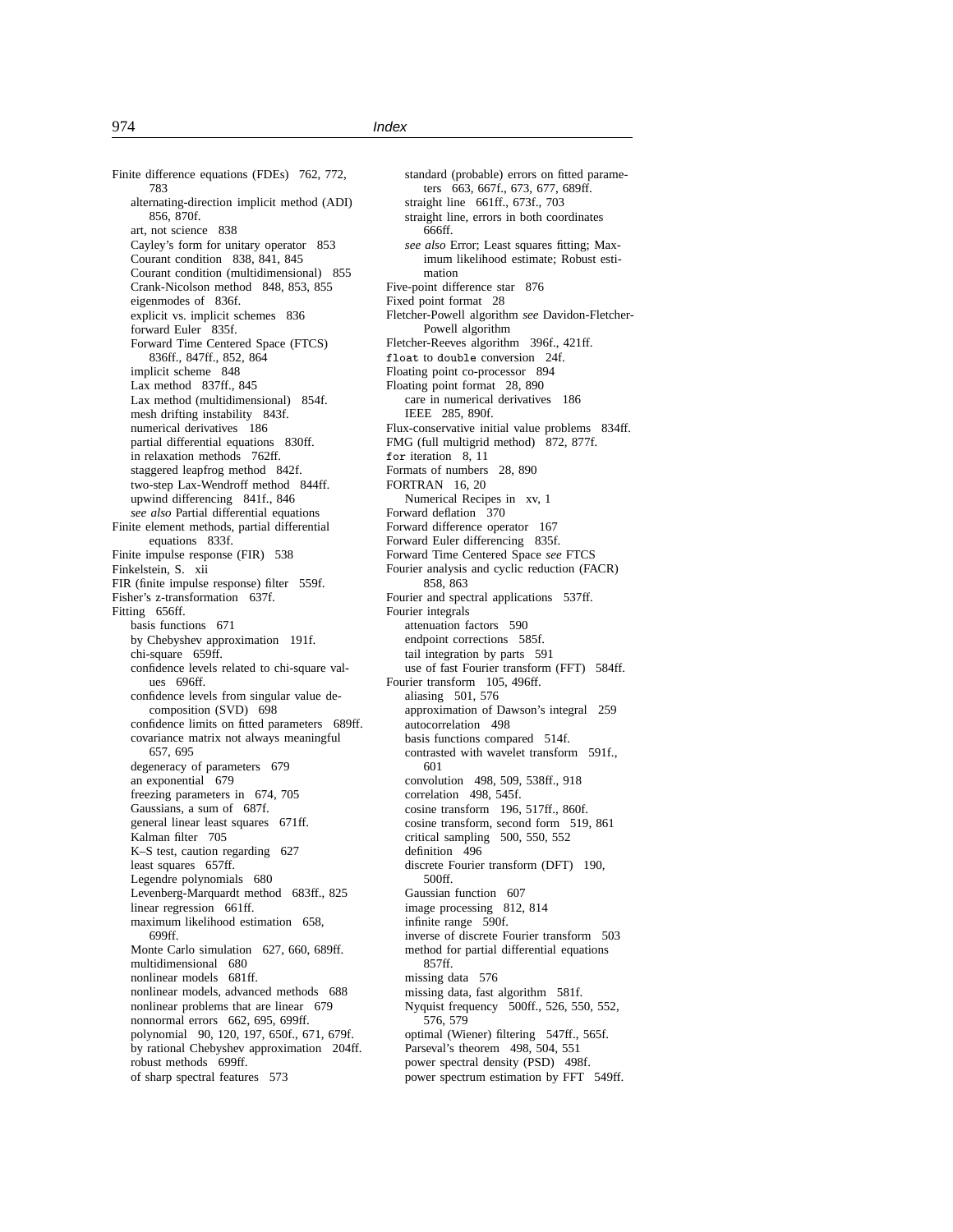Finite difference equations (FDEs) 762, 772, 783
- alternating-direction implicit method (ADI) 856, 870f.
- art, not science 838
- Cayley's form for unitary operator 853
- Courant condition 838, 841, 845
- Courant condition (multidimensional) 855
- Crank-Nicolson method 848, 853, 855
- eigenmodes of 836f.
- explicit vs. implicit schemes 836
- forward Euler 835f.
- Forward Time Centered Space (FTCS) 836ff., 847ff., 852, 864
- implicit scheme 848
- Lax method 837ff., 845
- Lax method (multidimensional) 854f.
- mesh drifting instability 843f.
- numerical derivatives 186
- partial differential equations 830ff.
- in relaxation methods 762ff.
- staggered leapfrog method 842f.
- two-step Lax-Wendroff method 844ff.
- upwind differencing 841f., 846
- *see also* Partial differential equations

Finite element methods, partial differential equations 833f.

Finite impulse response (FIR) 538

Finkelstein, S. xii

FIR (finite impulse response) filter 559f.

Fisher's z-transformation 637f.

Fitting 656ff.
- basis functions 671
- by Chebyshev approximation 191f.
- chi-square 659ff.
- confidence levels related to chi-square values 696ff.
- confidence levels from singular value decomposition (SVD) 698
- confidence limits on fitted parameters 689ff.
- covariance matrix not always meaningful 657, 695
- degeneracy of parameters 679
- an exponential 679
- freezing parameters in 674, 705
- Gaussians, a sum of 687f.
- general linear least squares 671ff.
- Kalman filter 705
- K–S test, caution regarding 627
- least squares 657ff.
- Legendre polynomials 680
- Levenberg-Marquardt method 683ff., 825
- linear regression 661ff.
- maximum likelihood estimation 658, 699ff.
- Monte Carlo simulation 627, 660, 689ff.
- multidimensional 680
- nonlinear models 681ff.
- nonlinear models, advanced methods 688
- nonlinear problems that are linear 679
- nonnormal errors 662, 695, 699ff.
- polynomial 90, 120, 197, 650f., 671, 679f.
- by rational Chebyshev approximation 204ff.
- robust methods 699ff.
- of sharp spectral features 573
- standard (probable) errors on fitted parameters 663, 667f., 673, 677, 689ff.
- straight line 661ff., 673f., 703
- straight line, errors in both coordinates 666ff.
- *see also* Error; Least squares fitting; Maximum likelihood estimate; Robust estimation

Five-point difference star 876

Fixed point format 28

Fletcher-Powell algorithm *see* Davidon-Fletcher-Powell algorithm

Fletcher-Reeves algorithm 396f., 421ff.

`float` to `double` conversion 24f.

Floating point co-processor 894

Floating point format 28, 890
- care in numerical derivatives 186
- IEEE 285, 890f.

Flux-conservative initial value problems 834ff.

FMG (full multigrid method) 872, 877f.

`for` iteration 8, 11

Formats of numbers 28, 890

FORTRAN 16, 20
- Numerical Recipes in xv, 1

Forward deflation 370

Forward difference operator 167

Forward Euler differencing 835f.

Forward Time Centered Space *see* FTCS

Fourier analysis and cyclic reduction (FACR) 858, 863

Fourier and spectral applications 537ff.

Fourier integrals
- attenuation factors 590
- endpoint corrections 585f.
- tail integration by parts 591
- use of fast Fourier transform (FFT) 584ff.

Fourier transform 105, 496ff.
- aliasing 501, 576
- approximation of Dawson's integral 259
- autocorrelation 498
- basis functions compared 514f.
- contrasted with wavelet transform 591f., 601
- convolution 498, 509, 538ff., 918
- correlation 498, 545f.
- cosine transform 196, 517ff., 860f.
- cosine transform, second form 519, 861
- critical sampling 500, 550, 552
- definition 496
- discrete Fourier transform (DFT) 190, 500ff.
- Gaussian function 607
- image processing 812, 814
- infinite range 590f.
- inverse of discrete Fourier transform 503
- method for partial differential equations 857ff.
- missing data 576
- missing data, fast algorithm 581f.
- Nyquist frequency 500ff., 526, 550, 552, 576, 579
- optimal (Wiener) filtering 547ff., 565f.
- Parseval's theorem 498, 504, 551
- power spectral density (PSD) 498f.
- power spectrum estimation by FFT 549ff.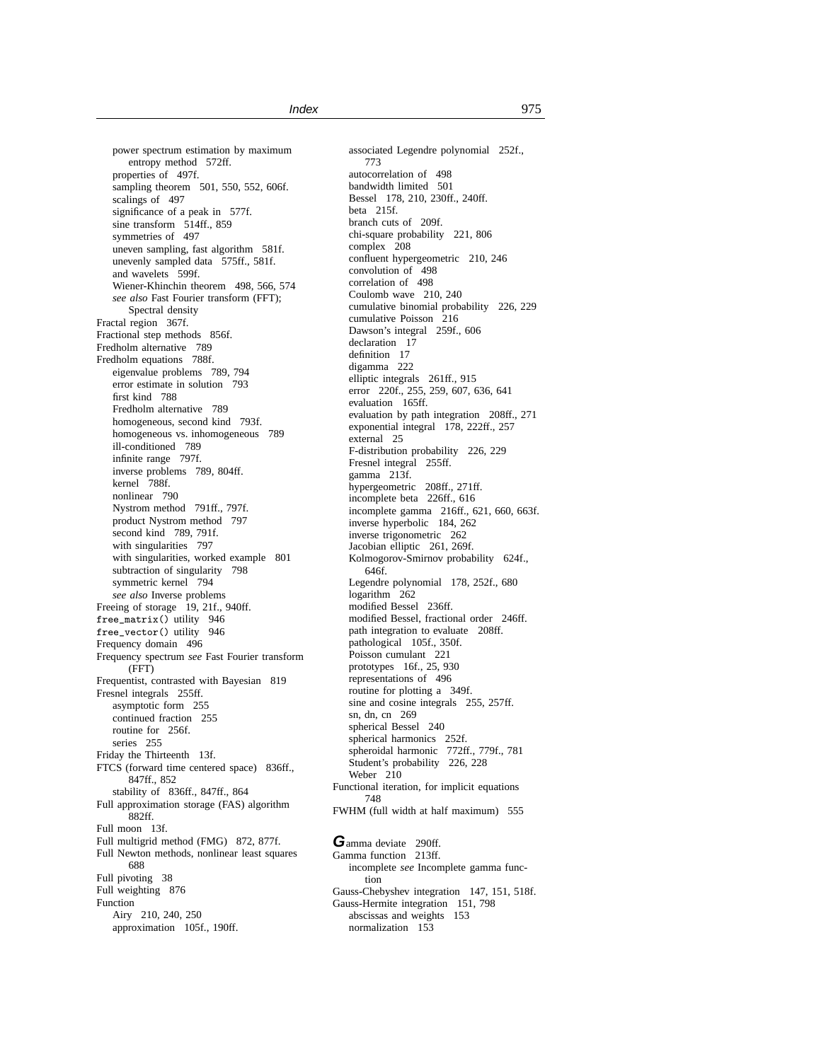power spectrum estimation by maximum entropy method 572ff.
properties of 497f.
sampling theorem 501, 550, 552, 606f.
scalings of 497
significance of a peak in 577f.
sine transform 514ff., 859
symmetries of 497
uneven sampling, fast algorithm 581f.
unevenly sampled data 575ff., 581f.
and wavelets 599f.
Wiener-Khinchin theorem 498, 566, 574
*see also* Fast Fourier transform (FFT); Spectral density

Fractal region 367f.
Fractional step methods 856f.
Fredholm alternative 789
Fredholm equations 788f.
eigenvalue problems 789, 794
error estimate in solution 793
first kind 788
Fredholm alternative 789
homogeneous, second kind 793f.
homogeneous vs. inhomogeneous 789
ill-conditioned 789
infinite range 797f.
inverse problems 789, 804ff.
kernel 788f.
nonlinear 790
Nystrom method 791ff., 797f.
product Nystrom method 797
second kind 789, 791f.
with singularities 797
with singularities, worked example 801
subtraction of singularity 798
symmetric kernel 794
*see also* Inverse problems

Freeing of storage 19, 21f., 940ff.
`free_matrix()` utility 946
`free_vector()` utility 946
Frequency domain 496
Frequency spectrum *see* Fast Fourier transform (FFT)
Frequentist, contrasted with Bayesian 819
Fresnel integrals 255ff.
asymptotic form 255
continued fraction 255
routine for 256f.
series 255

Friday the Thirteenth 13f.
FTCS (forward time centered space) 836ff., 847ff., 852
stability of 836ff., 847ff., 864

Full approximation storage (FAS) algorithm 882ff.
Full moon 13f.
Full multigrid method (FMG) 872, 877f.
Full Newton methods, nonlinear least squares 688
Full pivoting 38
Full weighting 876
Function
Airy 210, 240, 250
approximation 105f., 190ff.
associated Legendre polynomial 252f., 773
autocorrelation of 498
bandwidth limited 501
Bessel 178, 210, 230ff., 240ff.
beta 215f.
branch cuts of 209f.
chi-square probability 221, 806
complex 208
confluent hypergeometric 210, 246
convolution of 498
correlation of 498
Coulomb wave 210, 240
cumulative binomial probability 226, 229
cumulative Poisson 216
Dawson's integral 259f., 606
declaration 17
definition 17
digamma 222
elliptic integrals 261ff., 915
error 220f., 255, 259, 607, 636, 641
evaluation 165ff.
evaluation by path integration 208ff., 271
exponential integral 178, 222ff., 257
external 25
F-distribution probability 226, 229
Fresnel integral 255ff.
gamma 213f.
hypergeometric 208ff., 271ff.
incomplete beta 226ff., 616
incomplete gamma 216ff., 621, 660, 663f.
inverse hyperbolic 184, 262
inverse trigonometric 262
Jacobian elliptic 261, 269f.
Kolmogorov-Smirnov probability 624f., 646f.
Legendre polynomial 178, 252f., 680
logarithm 262
modified Bessel 236ff.
modified Bessel, fractional order 246ff.
path integration to evaluate 208ff.
pathological 105f., 350f.
Poisson cumulant 221
prototypes 16f., 25, 930
representations of 496
routine for plotting a 349f.
sine and cosine integrals 255, 257ff.
sn, dn, cn 269
spherical Bessel 240
spherical harmonics 252f.
spheroidal harmonic 772ff., 779f., 781
Student's probability 226, 228
Weber 210

Functional iteration, for implicit equations 748
FWHM (full width at half maximum) 555

**G**amma deviate 290ff.
Gamma function 213ff.
incomplete *see* Incomplete gamma function

Gauss-Chebyshev integration 147, 151, 518f.
Gauss-Hermite integration 151, 798
abscissas and weights 153
normalization 153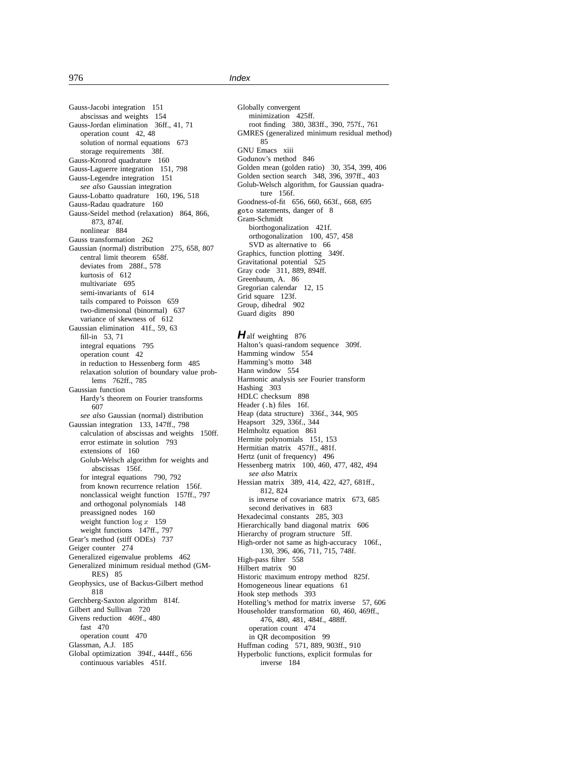Gauss-Jacobi integration 151
  abscissas and weights 154
Gauss-Jordan elimination 36ff., 41, 71
  operation count 42, 48
  solution of normal equations 673
  storage requirements 38f.
Gauss-Kronrod quadrature 160
Gauss-Laguerre integration 151, 798
Gauss-Legendre integration 151
  *see also* Gaussian integration
Gauss-Lobatto quadrature 160, 196, 518
Gauss-Radau quadrature 160
Gauss-Seidel method (relaxation) 864, 866, 873, 874f.
  nonlinear 884
Gauss transformation 262
Gaussian (normal) distribution 275, 658, 807
  central limit theorem 658f.
  deviates from 288f., 578
  kurtosis of 612
  multivariate 695
  semi-invariants of 614
  tails compared to Poisson 659
  two-dimensional (binormal) 637
  variance of skewness of 612
Gaussian elimination 41f., 59, 63
  fill-in 53, 71
  integral equations 795
  operation count 42
  in reduction to Hessenberg form 485
  relaxation solution of boundary value problems 762ff., 785
Gaussian function
  Hardy's theorem on Fourier transforms 607
  *see also* Gaussian (normal) distribution
Gaussian integration 133, 147ff., 798
  calculation of abscissas and weights 150ff.
  error estimate in solution 793
  extensions of 160
  Golub-Welsch algorithm for weights and abscissas 156f.
  for integral equations 790, 792
  from known recurrence relation 156f.
  nonclassical weight function 157ff., 797
  and orthogonal polynomials 148
  preassigned nodes 160
  weight function $\log x$ 159
  weight functions 147ff., 797
Gear's method (stiff ODEs) 737
Geiger counter 274
Generalized eigenvalue problems 462
Generalized minimum residual method (GMRES) 85
Geophysics, use of Backus-Gilbert method 818
Gerchberg-Saxton algorithm 814f.
Gilbert and Sullivan 720
Givens reduction 469f., 480
  fast 470
  operation count 470
Glassman, A.J. 185
Global optimization 394f., 444ff., 656
  continuous variables 451f.

Globally convergent
  minimization 425ff.
  root finding 380, 383ff., 390, 757f., 761
GMRES (generalized minimum residual method) 85
GNU Emacs xiii
Godunov's method 846
Golden mean (golden ratio) 30, 354, 399, 406
Golden section search 348, 396, 397ff., 403
Golub-Welsch algorithm, for Gaussian quadrature 156f.
Goodness-of-fit 656, 660, 663f., 668, 695
`goto` statements, danger of 8
Gram-Schmidt
  biorthogonalization 421f.
  orthogonalization 100, 457, 458
  SVD as alternative to 66
Graphics, function plotting 349f.
Gravitational potential 525
Gray code 311, 889, 894ff.
Greenbaum, A. 86
Gregorian calendar 12, 15
Grid square 123f.
Group, dihedral 902
Guard digits 890

**H**alf weighting 876
Halton's quasi-random sequence 309f.
Hamming window 554
Hamming's motto 348
Hann window 554
Harmonic analysis *see* Fourier transform
Hashing 303
HDLC checksum 898
Header (`.h`) files 16f.
Heap (data structure) 336f., 344, 905
Heapsort 329, 336f., 344
Helmholtz equation 861
Hermite polynomials 151, 153
Hermitian matrix 457ff., 481f.
Hertz (unit of frequency) 496
Hessenberg matrix 100, 460, 477, 482, 494
  *see also* Matrix
Hessian matrix 389, 414, 422, 427, 681ff., 812, 824
  is inverse of covariance matrix 673, 685
  second derivatives in 683
Hexadecimal constants 285, 303
Hierarchically band diagonal matrix 606
Hierarchy of program structure 5ff.
High-order not same as high-accuracy 106f., 130, 396, 406, 711, 715, 748f.
High-pass filter 558
Hilbert matrix 90
Historic maximum entropy method 825f.
Homogeneous linear equations 61
Hook step methods 393
Hotelling's method for matrix inverse 57, 606
Householder transformation 60, 460, 469ff., 476, 480, 481, 484f., 488ff.
  operation count 474
  in QR decomposition 99
Huffman coding 571, 889, 903ff., 910
Hyperbolic functions, explicit formulas for inverse 184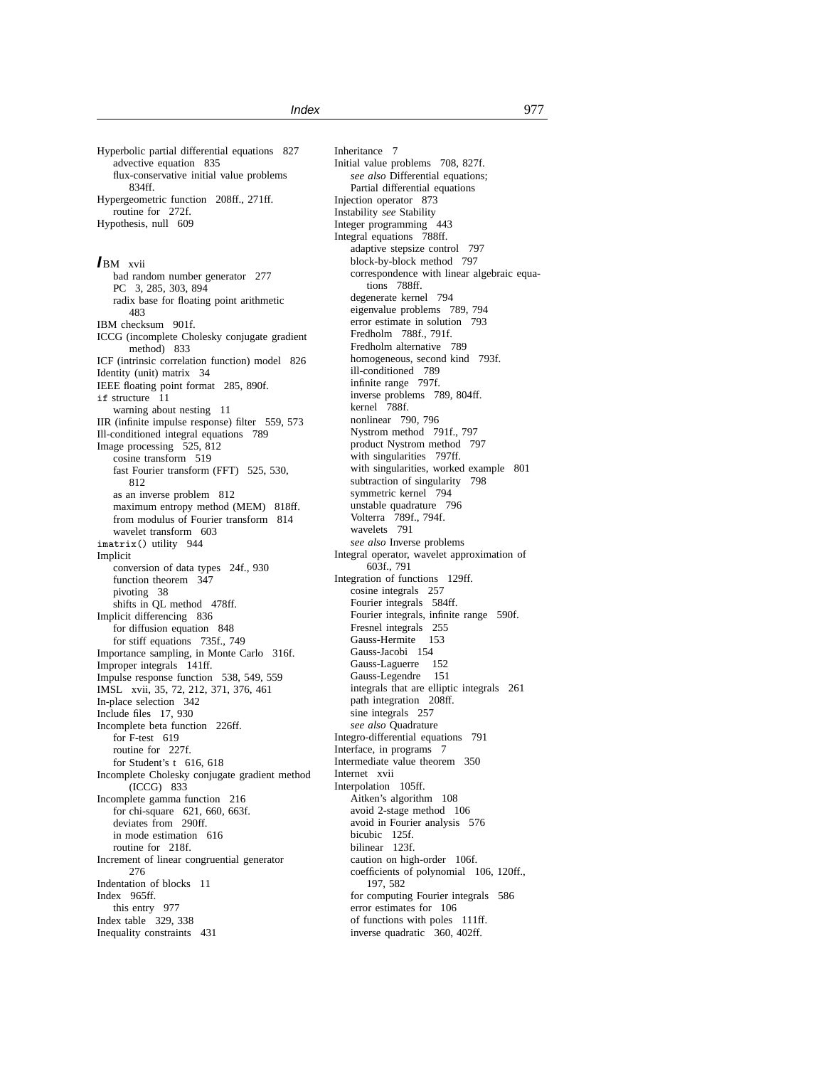Hyperbolic partial differential equations 827
- advective equation 835
- flux-conservative initial value problems 834ff.

Hypergeometric function 208ff., 271ff.
- routine for 272f.

Hypothesis, null 609

**I**BM xvii
- bad random number generator 277
- PC 3, 285, 303, 894
- radix base for floating point arithmetic 483

IBM checksum 901f.

ICCG (incomplete Cholesky conjugate gradient method) 833

ICF (intrinsic correlation function) model 826

Identity (unit) matrix 34

IEEE floating point format 285, 890f.

`if` structure 11
- warning about nesting 11

IIR (infinite impulse response) filter 559, 573

Ill-conditioned integral equations 789

Image processing 525, 812
- cosine transform 519
- fast Fourier transform (FFT) 525, 530, 812
- as an inverse problem 812
- maximum entropy method (MEM) 818ff.
- from modulus of Fourier transform 814
- wavelet transform 603

`imatrix()` utility 944

Implicit
- conversion of data types 24f., 930
- function theorem 347
- pivoting 38
- shifts in QL method 478ff.

Implicit differencing 836
- for diffusion equation 848
- for stiff equations 735f., 749

Importance sampling, in Monte Carlo 316f.

Improper integrals 141ff.

Impulse response function 538, 549, 559

IMSL xvii, 35, 72, 212, 371, 376, 461

In-place selection 342

Include files 17, 930

Incomplete beta function 226ff.
- for F-test 619
- routine for 227f.
- for Student's t 616, 618

Incomplete Cholesky conjugate gradient method (ICCG) 833

Incomplete gamma function 216
- for chi-square 621, 660, 663f.
- deviates from 290ff.
- in mode estimation 616
- routine for 218f.

Increment of linear congruential generator 276

Indentation of blocks 11

Index 965ff.
- this entry 977

Index table 329, 338

Inequality constraints 431

Inheritance 7

Initial value problems 708, 827f.
- *see also* Differential equations; Partial differential equations

Injection operator 873

Instability *see* Stability

Integer programming 443

Integral equations 788ff.
- adaptive stepsize control 797
- block-by-block method 797
- correspondence with linear algebraic equations 788ff.
- degenerate kernel 794
- eigenvalue problems 789, 794
- error estimate in solution 793
- Fredholm 788f., 791f.
- Fredholm alternative 789
- homogeneous, second kind 793f.
- ill-conditioned 789
- infinite range 797f.
- inverse problems 789, 804ff.
- kernel 788f.
- nonlinear 790, 796
- Nystrom method 791f., 797
- product Nystrom method 797
- with singularities 797ff.
- with singularities, worked example 801
- subtraction of singularity 798
- symmetric kernel 794
- unstable quadrature 796
- Volterra 789f., 794f.
- wavelets 791
- *see also* Inverse problems

Integral operator, wavelet approximation of 603f., 791

Integration of functions 129ff.
- cosine integrals 257
- Fourier integrals 584ff.
- Fourier integrals, infinite range 590f.
- Fresnel integrals 255
- Gauss-Hermite 153
- Gauss-Jacobi 154
- Gauss-Laguerre 152
- Gauss-Legendre 151
- integrals that are elliptic integrals 261
- path integration 208ff.
- sine integrals 257
- *see also* Quadrature

Integro-differential equations 791

Interface, in programs 7

Intermediate value theorem 350

Internet xvii

Interpolation 105ff.
- Aitken's algorithm 108
- avoid 2-stage method 106
- avoid in Fourier analysis 576
- bicubic 125f.
- bilinear 123f.
- caution on high-order 106f.
- coefficients of polynomial 106, 120ff., 197, 582
- for computing Fourier integrals 586
- error estimates for 106
- of functions with poles 111ff.
- inverse quadratic 360, 402ff.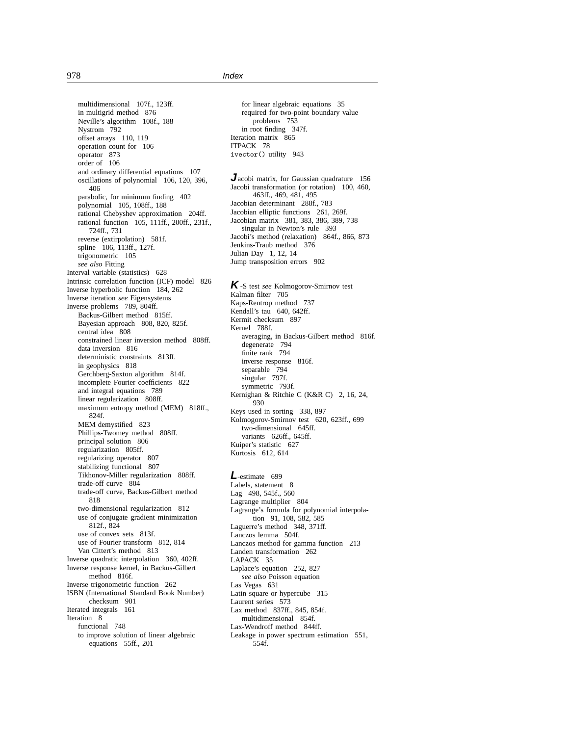multidimensional 107f., 123ff.
in multigrid method 876
Neville's algorithm 108f., 188
Nystrom 792
offset arrays 110, 119
operation count for 106
operator 873
order of 106
and ordinary differential equations 107
oscillations of polynomial 106, 120, 396, 406
parabolic, for minimum finding 402
polynomial 105, 108ff., 188
rational Chebyshev approximation 204ff.
rational function 105, 111ff., 200ff., 231f., 724ff., 731
reverse (extirpolation) 581f.
spline 106, 113ff., 127f.
trigonometric 105
*see also* Fitting

Interval variable (statistics) 628
Intrinsic correlation function (ICF) model 826
Inverse hyperbolic function 184, 262
Inverse iteration *see* Eigensystems
Inverse problems 789, 804ff.
Backus-Gilbert method 815ff.
Bayesian approach 808, 820, 825f.
central idea 808
constrained linear inversion method 808ff.
data inversion 816
deterministic constraints 813ff.
in geophysics 818
Gerchberg-Saxton algorithm 814f.
incomplete Fourier coefficients 822
and integral equations 789
linear regularization 808ff.
maximum entropy method (MEM) 818ff., 824f.
MEM demystified 823
Phillips-Twomey method 808ff.
principal solution 806
regularization 805ff.
regularizing operator 807
stabilizing functional 807
Tikhonov-Miller regularization 808ff.
trade-off curve 804
trade-off curve, Backus-Gilbert method 818
two-dimensional regularization 812
use of conjugate gradient minimization 812f., 824
use of convex sets 813f.
use of Fourier transform 812, 814
Van Cittert's method 813

Inverse quadratic interpolation 360, 402ff.
Inverse response kernel, in Backus-Gilbert method 816f.
Inverse trigonometric function 262
ISBN (International Standard Book Number) checksum 901
Iterated integrals 161
Iteration 8
functional 748
to improve solution of linear algebraic equations 55ff., 201
for linear algebraic equations 35
required for two-point boundary value problems 753
in root finding 347f.

Iteration matrix 865
ITPACK 78
`ivector()` utility 943

**J**acobi matrix, for Gaussian quadrature 156
Jacobi transformation (or rotation) 100, 460, 463ff., 469, 481, 495
Jacobian determinant 288f., 783
Jacobian elliptic functions 261, 269f.
Jacobian matrix 381, 383, 386, 389, 738
singular in Newton's rule 393
Jacobi's method (relaxation) 864f., 866, 873
Jenkins-Traub method 376
Julian Day 1, 12, 14
Jump transposition errors 902

**K**-S test *see* Kolmogorov-Smirnov test
Kalman filter 705
Kaps-Rentrop method 737
Kendall's tau 640, 642ff.
Kermit checksum 897
Kernel 788f.
averaging, in Backus-Gilbert method 816f.
degenerate 794
finite rank 794
inverse response 816f.
separable 794
singular 797f.
symmetric 793f.

Kernighan & Ritchie C (K&R C) 2, 16, 24, 930
Keys used in sorting 338, 897
Kolmogorov-Smirnov test 620, 623ff., 699
two-dimensional 645ff.
variants 626ff., 645ff.

Kuiper's statistic 627
Kurtosis 612, 614

**L**-estimate 699
Labels, statement 8
Lag 498, 545f., 560
Lagrange multiplier 804
Lagrange's formula for polynomial interpolation 91, 108, 582, 585
Laguerre's method 348, 371ff.
Lanczos lemma 504f.
Lanczos method for gamma function 213
Landen transformation 262
LAPACK 35
Laplace's equation 252, 827
*see also* Poisson equation

Las Vegas 631
Latin square or hypercube 315
Laurent series 573
Lax method 837ff., 845, 854f.
multidimensional 854f.

Lax-Wendroff method 844ff.
Leakage in power spectrum estimation 551, 554f.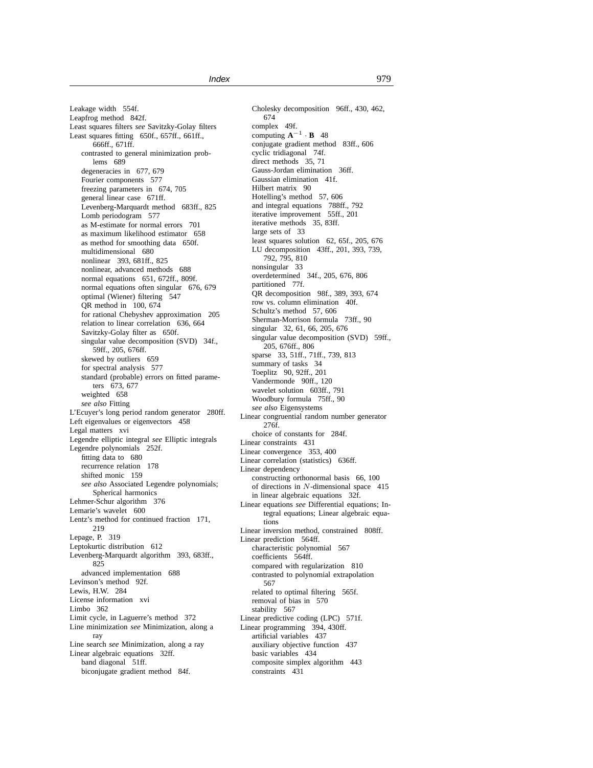Leakage width 554f.
Leapfrog method 842f.
Least squares filters *see* Savitzky-Golay filters
Least squares fitting 650f., 657ff., 661ff., 666ff., 671ff.
  contrasted to general minimization problems 689
  degeneracies in 677, 679
  Fourier components 577
  freezing parameters in 674, 705
  general linear case 671ff.
  Levenberg-Marquardt method 683ff., 825
  Lomb periodogram 577
  as M-estimate for normal errors 701
  as maximum likelihood estimator 658
  as method for smoothing data 650f.
  multidimensional 680
  nonlinear 393, 681ff., 825
  nonlinear, advanced methods 688
  normal equations 651, 672ff., 809f.
  normal equations often singular 676, 679
  optimal (Wiener) filtering 547
  QR method in 100, 674
  for rational Chebyshev approximation 205
  relation to linear correlation 636, 664
  Savitzky-Golay filter as 650f.
  singular value decomposition (SVD) 34f., 59ff., 205, 676ff.
  skewed by outliers 659
  for spectral analysis 577
  standard (probable) errors on fitted parameters 673, 677
  weighted 658
  *see also* Fitting
L'Ecuyer's long period random generator 280ff.
Left eigenvalues or eigenvectors 458
Legal matters xvi
Legendre elliptic integral *see* Elliptic integrals
Legendre polynomials 252f.
  fitting data to 680
  recurrence relation 178
  shifted monic 159
  *see also* Associated Legendre polynomials; Spherical harmonics
Lehmer-Schur algorithm 376
Lemarie's wavelet 600
Lentz's method for continued fraction 171, 219
Lepage, P. 319
Leptokurtic distribution 612
Levenberg-Marquardt algorithm 393, 683ff., 825
  advanced implementation 688
Levinson's method 92f.
Lewis, H.W. 284
License information xvi
Limbo 362
Limit cycle, in Laguerre's method 372
Line minimization *see* Minimization, along a ray
Line search *see* Minimization, along a ray
Linear algebraic equations 32ff.
  band diagonal 51ff.
  biconjugate gradient method 84f.
  Cholesky decomposition 96ff., 430, 462, 674
  complex 49f.
  computing $\mathbf{A}^{-1} \cdot \mathbf{B}$ 48
  conjugate gradient method 83ff., 606
  cyclic tridiagonal 74f.
  direct methods 35, 71
  Gauss-Jordan elimination 36ff.
  Gaussian elimination 41f.
  Hilbert matrix 90
  Hotelling's method 57, 606
  and integral equations 788ff., 792
  iterative improvement 55ff., 201
  iterative methods 35, 83ff.
  large sets of 33
  least squares solution 62, 65f., 205, 676
  LU decomposition 43ff., 201, 393, 739, 792, 795, 810
  nonsingular 33
  overdetermined 34f., 205, 676, 806
  partitioned 77f.
  QR decomposition 98f., 389, 393, 674
  row vs. column elimination 40f.
  Schultz's method 57, 606
  Sherman-Morrison formula 73ff., 90
  singular 32, 61, 66, 205, 676
  singular value decomposition (SVD) 59ff., 205, 676ff., 806
  sparse 33, 51ff., 71ff., 739, 813
  summary of tasks 34
  Toeplitz 90, 92ff., 201
  Vandermonde 90ff., 120
  wavelet solution 603ff., 791
  Woodbury formula 75ff., 90
  *see also* Eigensystems
Linear congruential random number generator 276f.
  choice of constants for 284f.
Linear constraints 431
Linear convergence 353, 400
Linear correlation (statistics) 636ff.
Linear dependency
  constructing orthonormal basis 66, 100
  of directions in $N$-dimensional space 415
  in linear algebraic equations 32f.
Linear equations *see* Differential equations; Integral equations; Linear algebraic equations
Linear inversion method, constrained 808ff.
Linear prediction 564ff.
  characteristic polynomial 567
  coefficients 564ff.
  compared with regularization 810
  contrasted to polynomial extrapolation 567
  related to optimal filtering 565f.
  removal of bias in 570
  stability 567
Linear predictive coding (LPC) 571f.
Linear programming 394, 430ff.
  artificial variables 437
  auxiliary objective function 437
  basic variables 434
  composite simplex algorithm 443
  constraints 431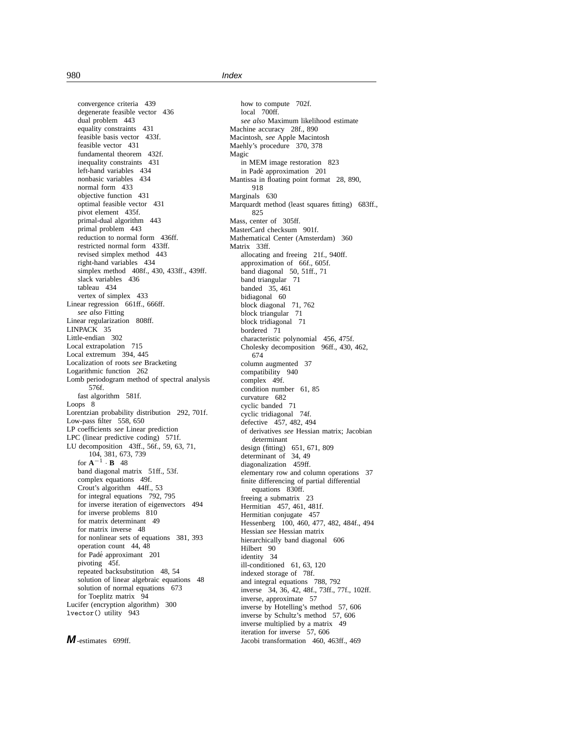convergence criteria 439
degenerate feasible vector 436
dual problem 443
equality constraints 431
feasible basis vector 433f.
feasible vector 431
fundamental theorem 432f.
inequality constraints 431
left-hand variables 434
nonbasic variables 434
normal form 433
objective function 431
optimal feasible vector 431
pivot element 435f.
primal-dual algorithm 443
primal problem 443
reduction to normal form 436ff.
restricted normal form 433ff.
revised simplex method 443
right-hand variables 434
simplex method 408f., 430, 433ff., 439ff.
slack variables 436
tableau 434
vertex of simplex 433

Linear regression 661ff., 666ff.
*see also* Fitting

Linear regularization 808ff.

LINPACK 35

Little-endian 302

Local extrapolation 715

Local extremum 394, 445

Localization of roots *see* Bracketing

Logarithmic function 262

Lomb periodogram method of spectral analysis 576f.
fast algorithm 581f.

Loops 8

Lorentzian probability distribution 292, 701f.

Low-pass filter 558, 650

LP coefficients *see* Linear prediction

LPC (linear predictive coding) 571f.

LU decomposition 43ff., 56f., 59, 63, 71, 104, 381, 673, 739
for $\mathbf{A}^{-1} \cdot \mathbf{B}$ 48
band diagonal matrix 51ff., 53f.
complex equations 49f.
Crout's algorithm 44ff., 53
for integral equations 792, 795
for inverse iteration of eigenvectors 494
for inverse problems 810
for matrix determinant 49
for matrix inverse 48
for nonlinear sets of equations 381, 393
operation count 44, 48
for Padé approximant 201
pivoting 45f.
repeated backsubstitution 48, 54
solution of linear algebraic equations 48
solution of normal equations 673
for Toeplitz matrix 94

Lucifer (encryption algorithm) 300

`lvector()` utility 943

***M*-estimates** 699ff.
how to compute 702f.
local 700ff.
*see also* Maximum likelihood estimate

Machine accuracy 28f., 890

Macintosh, *see* Apple Macintosh

Maehly's procedure 370, 378

Magic
in MEM image restoration 823
in Padé approximation 201

Mantissa in floating point format 28, 890, 918

Marginals 630

Marquardt method (least squares fitting) 683ff., 825

Mass, center of 305ff.

MasterCard checksum 901f.

Mathematical Center (Amsterdam) 360

Matrix 33ff.
allocating and freeing 21f., 940ff.
approximation of 66f., 605f.
band diagonal 50, 51ff., 71
band triangular 71
banded 35, 461
bidiagonal 60
block diagonal 71, 762
block triangular 71
block tridiagonal 71
bordered 71
characteristic polynomial 456, 475f.
Cholesky decomposition 96ff., 430, 462, 674
column augmented 37
compatibility 940
complex 49f.
condition number 61, 85
curvature 682
cyclic banded 71
cyclic tridiagonal 74f.
defective 457, 482, 494
of derivatives *see* Hessian matrix; Jacobian determinant
design (fitting) 651, 671, 809
determinant of 34, 49
diagonalization 459ff.
elementary row and column operations 37
finite differencing of partial differential equations 830ff.
freeing a submatrix 23
Hermitian 457, 461, 481f.
Hermitian conjugate 457
Hessenberg 100, 460, 477, 482, 484f., 494
Hessian *see* Hessian matrix
hierarchically band diagonal 606
Hilbert 90
identity 34
ill-conditioned 61, 63, 120
indexed storage of 78f.
and integral equations 788, 792
inverse 34, 36, 42, 48f., 73ff., 77f., 102ff.
inverse, approximate 57
inverse by Hotelling's method 57, 606
inverse by Schultz's method 57, 606
inverse multiplied by a matrix 49
iteration for inverse 57, 606
Jacobi transformation 460, 463ff., 469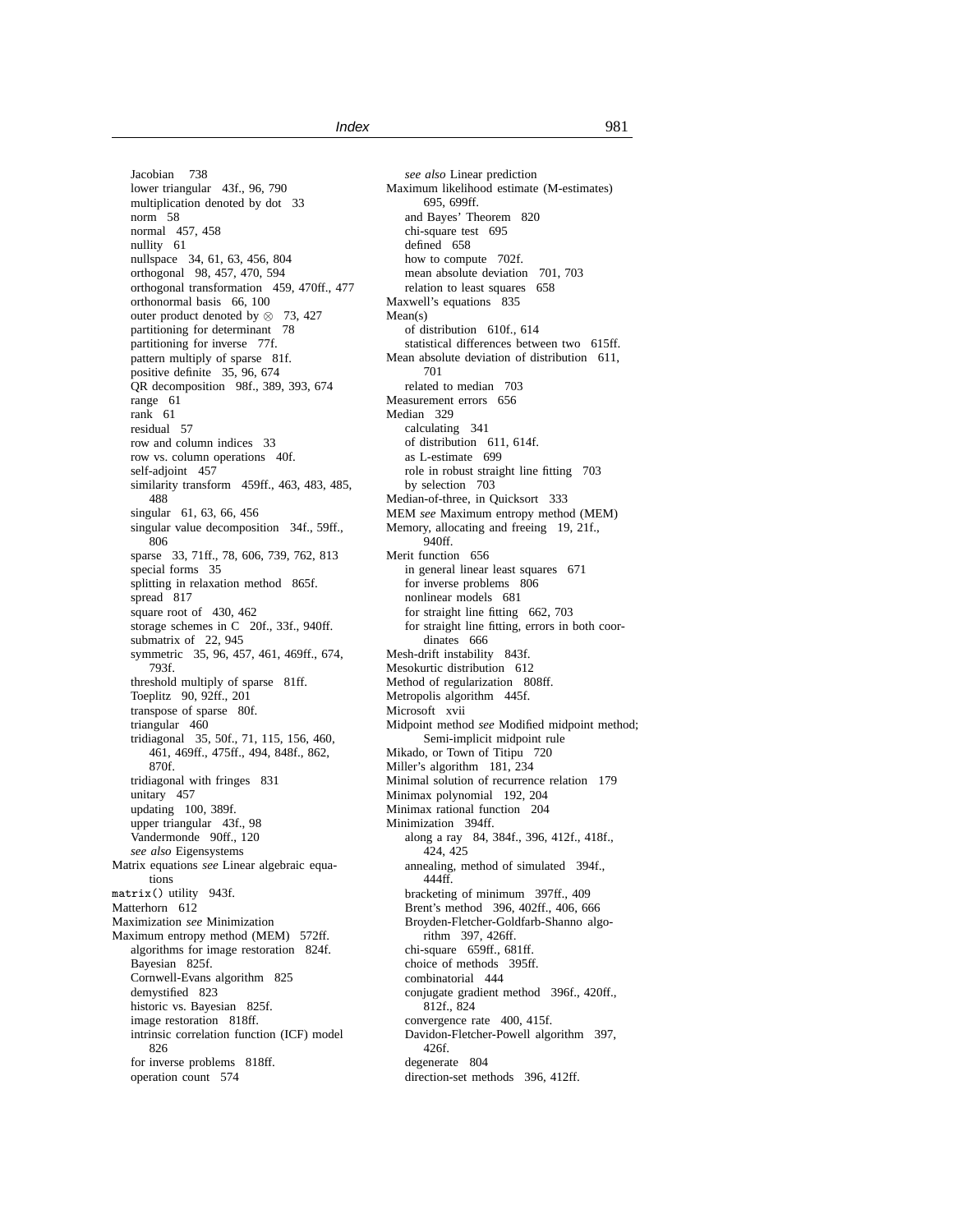Jacobian 738
lower triangular 43f., 96, 790
multiplication denoted by dot 33
norm 58
normal 457, 458
nullity 61
nullspace 34, 61, 63, 456, 804
orthogonal 98, 457, 470, 594
orthogonal transformation 459, 470ff., 477
orthonormal basis 66, 100
outer product denoted by ⊗ 73, 427
partitioning for determinant 78
partitioning for inverse 77f.
pattern multiply of sparse 81f.
positive definite 35, 96, 674
QR decomposition 98f., 389, 393, 674
range 61
rank 61
residual 57
row and column indices 33
row vs. column operations 40f.
self-adjoint 457
similarity transform 459ff., 463, 483, 485, 488
singular 61, 63, 66, 456
singular value decomposition 34f., 59ff., 806
sparse 33, 71ff., 78, 606, 739, 762, 813
special forms 35
splitting in relaxation method 865f.
spread 817
square root of 430, 462
storage schemes in C 20f., 33f., 940ff.
submatrix of 22, 945
symmetric 35, 96, 457, 461, 469ff., 674, 793f.
threshold multiply of sparse 81ff.
Toeplitz 90, 92ff., 201
transpose of sparse 80f.
triangular 460
tridiagonal 35, 50f., 71, 115, 156, 460, 461, 469ff., 475ff., 494, 848f., 862, 870f.
tridiagonal with fringes 831
unitary 457
updating 100, 389f.
upper triangular 43f., 98
Vandermonde 90ff., 120
*see also* Eigensystems

Matrix equations *see* Linear algebraic equations
`matrix()` utility 943f.
Matterhorn 612
Maximization *see* Minimization
Maximum entropy method (MEM) 572ff.
algorithms for image restoration 824f.
Bayesian 825f.
Cornwell-Evans algorithm 825
demystified 823
historic vs. Bayesian 825f.
image restoration 818ff.
intrinsic correlation function (ICF) model 826
for inverse problems 818ff.
operation count 574
*see also* Linear prediction

Maximum likelihood estimate (M-estimates) 695, 699ff.
and Bayes' Theorem 820
chi-square test 695
defined 658
how to compute 702f.
mean absolute deviation 701, 703
relation to least squares 658

Maxwell's equations 835
Mean(s)
of distribution 610f., 614
statistical differences between two 615ff.

Mean absolute deviation of distribution 611, 701
related to median 703

Measurement errors 656
Median 329
calculating 341
of distribution 611, 614f.
as L-estimate 699
role in robust straight line fitting 703
by selection 703

Median-of-three, in Quicksort 333
MEM *see* Maximum entropy method (MEM)
Memory, allocating and freeing 19, 21f., 940ff.
Merit function 656
in general linear least squares 671
for inverse problems 806
nonlinear models 681
for straight line fitting 662, 703
for straight line fitting, errors in both coordinates 666

Mesh-drift instability 843f.
Mesokurtic distribution 612
Method of regularization 808ff.
Metropolis algorithm 445f.
Microsoft xvii
Midpoint method *see* Modified midpoint method; Semi-implicit midpoint rule
Mikado, or Town of Titipu 720
Miller's algorithm 181, 234
Minimal solution of recurrence relation 179
Minimax polynomial 192, 204
Minimax rational function 204
Minimization 394ff.
along a ray 84, 384f., 396, 412f., 418f., 424, 425
annealing, method of simulated 394f., 444ff.
bracketing of minimum 397ff., 409
Brent's method 396, 402ff., 406, 666
Broyden-Fletcher-Goldfarb-Shanno algorithm 397, 426ff.
chi-square 659ff., 681ff.
choice of methods 395ff.
combinatorial 444
conjugate gradient method 396f., 420ff., 812f., 824
convergence rate 400, 415f.
Davidon-Fletcher-Powell algorithm 397, 426f.
degenerate 804
direction-set methods 396, 412ff.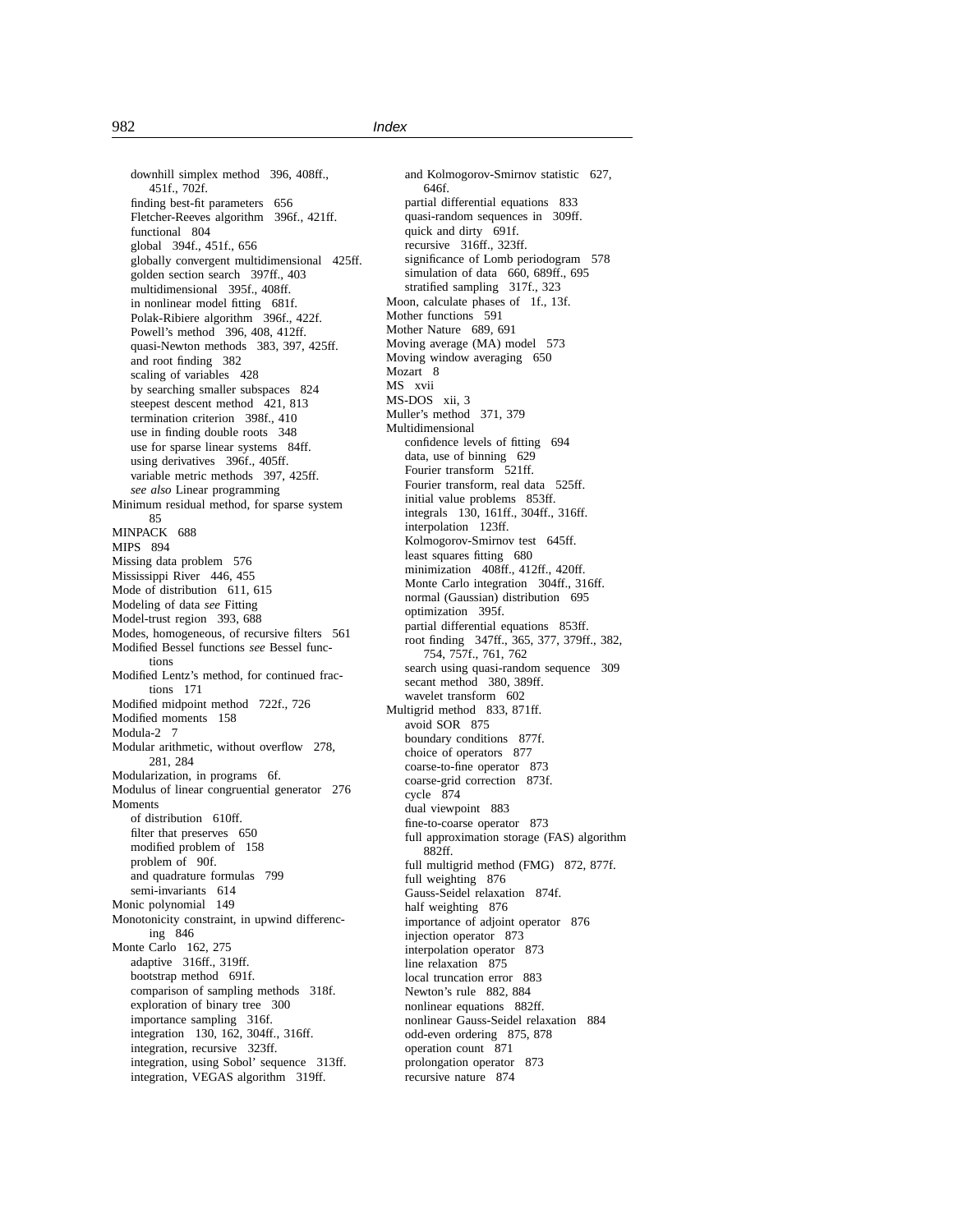downhill simplex method 396, 408ff., 451f., 702f.
finding best-fit parameters 656
Fletcher-Reeves algorithm 396f., 421ff.
functional 804
global 394f., 451f., 656
globally convergent multidimensional 425ff.
golden section search 397ff., 403
multidimensional 395f., 408ff.
in nonlinear model fitting 681f.
Polak-Ribiere algorithm 396f., 422f.
Powell's method 396, 408, 412ff.
quasi-Newton methods 383, 397, 425ff.
and root finding 382
scaling of variables 428
by searching smaller subspaces 824
steepest descent method 421, 813
termination criterion 398f., 410
use in finding double roots 348
use for sparse linear systems 84ff.
using derivatives 396f., 405ff.
variable metric methods 397, 425ff.
*see also* Linear programming

Minimum residual method, for sparse system 85
MINPACK 688
MIPS 894
Missing data problem 576
Mississippi River 446, 455
Mode of distribution 611, 615
Modeling of data *see* Fitting
Model-trust region 393, 688
Modes, homogeneous, of recursive filters 561
Modified Bessel functions *see* Bessel functions
Modified Lentz's method, for continued fractions 171
Modified midpoint method 722f., 726
Modified moments 158
Modula-2 7
Modular arithmetic, without overflow 278, 281, 284
Modularization, in programs 6f.
Modulus of linear congruential generator 276
Moments
of distribution 610ff.
filter that preserves 650
modified problem of 158
problem of 90f.
and quadrature formulas 799
semi-invariants 614
Monic polynomial 149
Monotonicity constraint, in upwind differencing 846
Monte Carlo 162, 275
adaptive 316ff., 319ff.
bootstrap method 691f.
comparison of sampling methods 318f.
exploration of binary tree 300
importance sampling 316f.
integration 130, 162, 304ff., 316ff.
integration, recursive 323ff.
integration, using Sobol' sequence 313ff.
integration, VEGAS algorithm 319ff.
and Kolmogorov-Smirnov statistic 627, 646f.
partial differential equations 833
quasi-random sequences in 309ff.
quick and dirty 691f.
recursive 316ff., 323ff.
significance of Lomb periodogram 578
simulation of data 660, 689ff., 695
stratified sampling 317f., 323

Moon, calculate phases of 1f., 13f.
Mother functions 591
Mother Nature 689, 691
Moving average (MA) model 573
Moving window averaging 650
Mozart 8
MS xvii
MS-DOS xii, 3
Muller's method 371, 379
Multidimensional
confidence levels of fitting 694
data, use of binning 629
Fourier transform 521ff.
Fourier transform, real data 525ff.
initial value problems 853ff.
integrals 130, 161ff., 304ff., 316ff.
interpolation 123ff.
Kolmogorov-Smirnov test 645ff.
least squares fitting 680
minimization 408ff., 412ff., 420ff.
Monte Carlo integration 304ff., 316ff.
normal (Gaussian) distribution 695
optimization 395f.
partial differential equations 853ff.
root finding 347ff., 365, 377, 379ff., 382, 754, 757f., 761, 762
search using quasi-random sequence 309
secant method 380, 389ff.
wavelet transform 602

Multigrid method 833, 871ff.
avoid SOR 875
boundary conditions 877f.
choice of operators 877
coarse-to-fine operator 873
coarse-grid correction 873f.
cycle 874
dual viewpoint 883
fine-to-coarse operator 873
full approximation storage (FAS) algorithm 882ff.
full multigrid method (FMG) 872, 877f.
full weighting 876
Gauss-Seidel relaxation 874f.
half weighting 876
importance of adjoint operator 876
injection operator 873
interpolation operator 873
line relaxation 875
local truncation error 883
Newton's rule 882, 884
nonlinear equations 882ff.
nonlinear Gauss-Seidel relaxation 884
odd-even ordering 875, 878
operation count 871
prolongation operator 873
recursive nature 874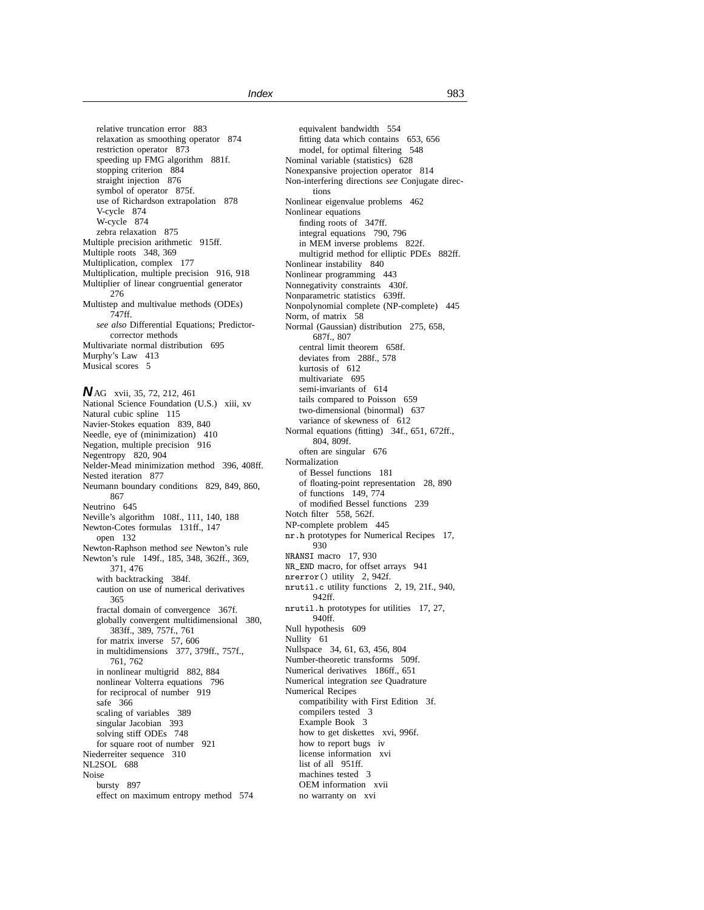relative truncation error 883
relaxation as smoothing operator 874
restriction operator 873
speeding up FMG algorithm 881f.
stopping criterion 884
straight injection 876
symbol of operator 875f.
use of Richardson extrapolation 878
V-cycle 874
W-cycle 874
zebra relaxation 875

Multiple precision arithmetic 915ff.
Multiple roots 348, 369
Multiplication, complex 177
Multiplication, multiple precision 916, 918
Multiplier of linear congruential generator 276
Multistep and multivalue methods (ODEs) 747ff.
*see also* Differential Equations; Predictor-corrector methods
Multivariate normal distribution 695
Murphy's Law 413
Musical scores 5

**N**AG xvii, 35, 72, 212, 461
National Science Foundation (U.S.) xiii, xv
Natural cubic spline 115
Navier-Stokes equation 839, 840
Needle, eye of (minimization) 410
Negation, multiple precision 916
Negentropy 820, 904
Nelder-Mead minimization method 396, 408ff.
Nested iteration 877
Neumann boundary conditions 829, 849, 860, 867
Neutrino 645
Neville's algorithm 108f., 111, 140, 188
Newton-Cotes formulas 131ff., 147
open 132
Newton-Raphson method *see* Newton's rule
Newton's rule 149f., 185, 348, 362ff., 369, 371, 476
with backtracking 384f.
caution on use of numerical derivatives 365
fractal domain of convergence 367f.
globally convergent multidimensional 380, 383ff., 389, 757f., 761
for matrix inverse 57, 606
in multidimensions 377, 379ff., 757f., 761, 762
in nonlinear multigrid 882, 884
nonlinear Volterra equations 796
for reciprocal of number 919
safe 366
scaling of variables 389
singular Jacobian 393
solving stiff ODEs 748
for square root of number 921
Niederreiter sequence 310
NL2SOL 688
Noise
bursty 897
effect on maximum entropy method 574
equivalent bandwidth 554
fitting data which contains 653, 656
model, for optimal filtering 548
Nominal variable (statistics) 628
Nonexpansive projection operator 814
Non-interfering directions *see* Conjugate directions
Nonlinear eigenvalue problems 462
Nonlinear equations
finding roots of 347ff.
integral equations 790, 796
in MEM inverse problems 822f.
multigrid method for elliptic PDEs 882ff.
Nonlinear instability 840
Nonlinear programming 443
Nonnegativity constraints 430f.
Nonparametric statistics 639ff.
Nonpolynomial complete (NP-complete) 445
Norm, of matrix 58
Normal (Gaussian) distribution 275, 658, 687f., 807
central limit theorem 658f.
deviates from 288f., 578
kurtosis of 612
multivariate 695
semi-invariants of 614
tails compared to Poisson 659
two-dimensional (binormal) 637
variance of skewness of 612
Normal equations (fitting) 34f., 651, 672ff., 804, 809f.
often are singular 676
Normalization
of Bessel functions 181
of floating-point representation 28, 890
of functions 149, 774
of modified Bessel functions 239
Notch filter 558, 562f.
NP-complete problem 445
`nr.h` prototypes for Numerical Recipes 17, 930
`NRANSI` macro 17, 930
`NR_END` macro, for offset arrays 941
`nrerror()` utility 2, 942f.
`nrutil.c` utility functions 2, 19, 21f., 940, 942ff.
`nrutil.h` prototypes for utilities 17, 27, 940ff.
Null hypothesis 609
Nullity 61
Nullspace 34, 61, 63, 456, 804
Number-theoretic transforms 509f.
Numerical derivatives 186ff., 651
Numerical integration *see* Quadrature
Numerical Recipes
compatibility with First Edition 3f.
compilers tested 3
Example Book 3
how to get diskettes xvi, 996f.
how to report bugs iv
license information xvi
list of all 951ff.
machines tested 3
OEM information xvii
no warranty on xvi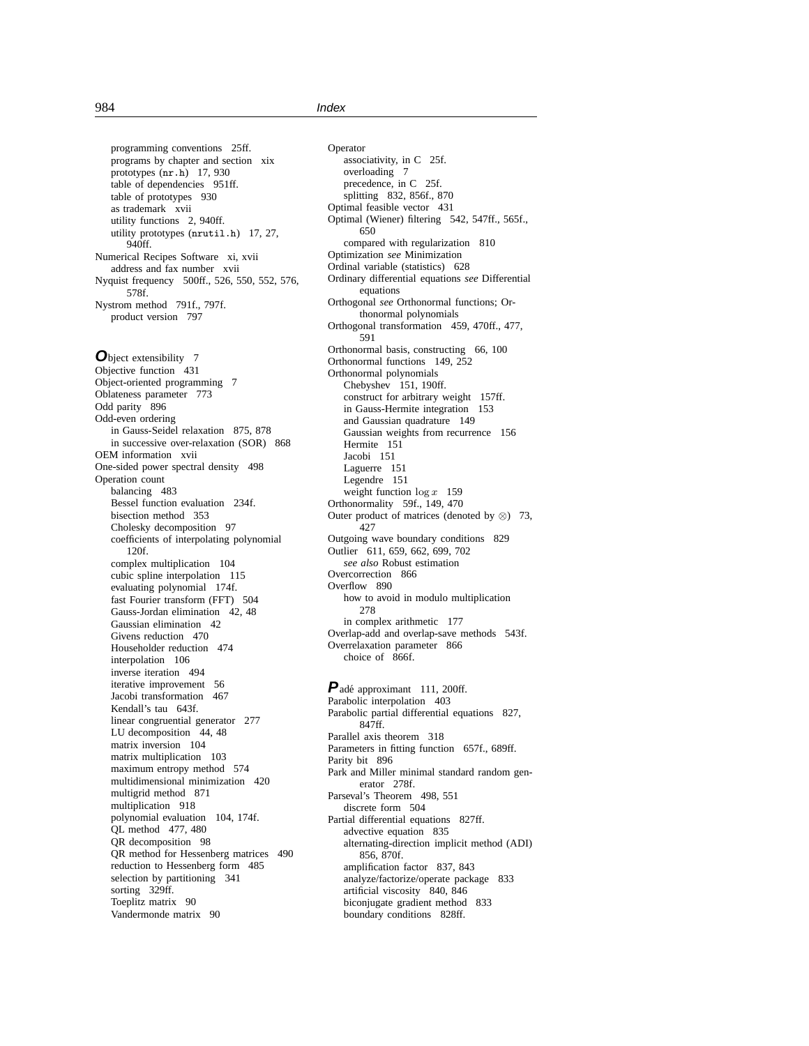programming conventions 25ff.
programs by chapter and section xix
prototypes (nr.h) 17, 930
table of dependencies 951ff.
table of prototypes 930
as trademark xvii
utility functions 2, 940ff.
utility prototypes (nrutil.h) 17, 27, 940ff.

Numerical Recipes Software xi, xvii
address and fax number xvii

Nyquist frequency 500ff., 526, 550, 552, 576, 578f.

Nystrom method 791f., 797f.
product version 797

**O**bject extensibility 7
Objective function 431
Object-oriented programming 7
Oblateness parameter 773
Odd parity 896
Odd-even ordering
in Gauss-Seidel relaxation 875, 878
in successive over-relaxation (SOR) 868
OEM information xvii
One-sided power spectral density 498
Operation count
balancing 483
Bessel function evaluation 234f.
bisection method 353
Cholesky decomposition 97
coefficients of interpolating polynomial 120f.
complex multiplication 104
cubic spline interpolation 115
evaluating polynomial 174f.
fast Fourier transform (FFT) 504
Gauss-Jordan elimination 42, 48
Gaussian elimination 42
Givens reduction 470
Householder reduction 474
interpolation 106
inverse iteration 494
iterative improvement 56
Jacobi transformation 467
Kendall's tau 643f.
linear congruential generator 277
LU decomposition 44, 48
matrix inversion 104
matrix multiplication 103
maximum entropy method 574
multidimensional minimization 420
multigrid method 871
multiplication 918
polynomial evaluation 104, 174f.
QL method 477, 480
QR decomposition 98
QR method for Hessenberg matrices 490
reduction to Hessenberg form 485
selection by partitioning 341
sorting 329ff.
Toeplitz matrix 90
Vandermonde matrix 90

Operator
associativity, in C 25f.
overloading 7
precedence, in C 25f.
splitting 832, 856f., 870
Optimal feasible vector 431
Optimal (Wiener) filtering 542, 547ff., 565f., 650
compared with regularization 810
Optimization *see* Minimization
Ordinal variable (statistics) 628
Ordinary differential equations *see* Differential equations
Orthogonal *see* Orthonormal functions; Orthonormal polynomials
Orthogonal transformation 459, 470ff., 477, 591
Orthonormal basis, constructing 66, 100
Orthonormal functions 149, 252
Orthonormal polynomials
Chebyshev 151, 190ff.
construct for arbitrary weight 157ff.
in Gauss-Hermite integration 153
and Gaussian quadrature 149
Gaussian weights from recurrence 156
Hermite 151
Jacobi 151
Laguerre 151
Legendre 151
weight function $\log x$ 159
Orthonormality 59f., 149, 470
Outer product of matrices (denoted by $\otimes$) 73, 427
Outgoing wave boundary conditions 829
Outlier 611, 659, 662, 699, 702
*see also* Robust estimation
Overcorrection 866
Overflow 890
how to avoid in modulo multiplication 278
in complex arithmetic 177
Overlap-add and overlap-save methods 543f.
Overrelaxation parameter 866
choice of 866f.

**P**adé approximant 111, 200ff.
Parabolic interpolation 403
Parabolic partial differential equations 827, 847ff.
Parallel axis theorem 318
Parameters in fitting function 657f., 689ff.
Parity bit 896
Park and Miller minimal standard random generator 278f.
Parseval's Theorem 498, 551
discrete form 504
Partial differential equations 827ff.
advective equation 835
alternating-direction implicit method (ADI) 856, 870f.
amplification factor 837, 843
analyze/factorize/operate package 833
artificial viscosity 840, 846
biconjugate gradient method 833
boundary conditions 828ff.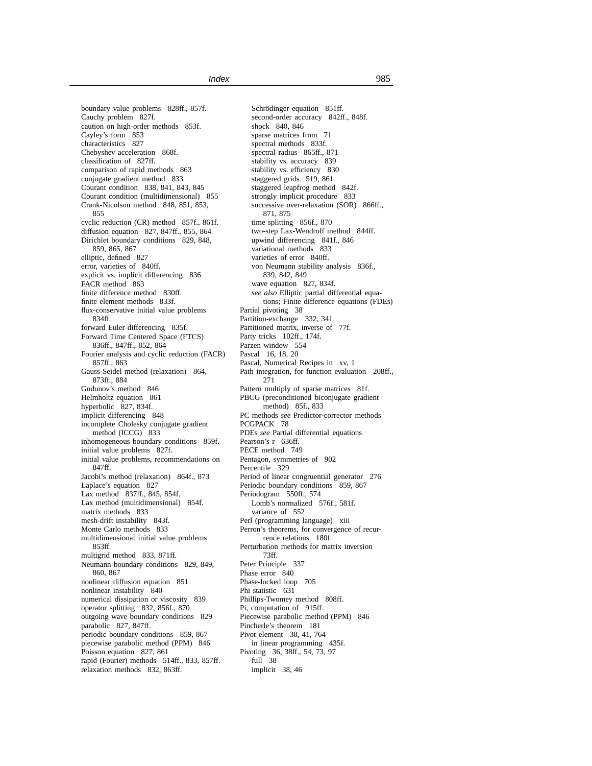boundary value problems 828ff., 857f.
Cauchy problem 827f.
caution on high-order methods 853f.
Cayley's form 853
characteristics 827
Chebyshev acceleration 868f.
classification of 827ff.
comparison of rapid methods 863
conjugate gradient method 833
Courant condition 838, 841, 843, 845
Courant condition (multidimensional) 855
Crank-Nicolson method 848, 851, 853, 855
cyclic reduction (CR) method 857f., 861f.
diffusion equation 827, 847ff., 855, 864
Dirichlet boundary conditions 829, 848, 859, 865, 867
elliptic, defined 827
error, varieties of 840ff.
explicit vs. implicit differencing 836
FACR method 863
finite difference method 830ff.
finite element methods 833f.
flux-conservative initial value problems 834ff.
forward Euler differencing 835f.
Forward Time Centered Space (FTCS) 836ff., 847ff., 852, 864
Fourier analysis and cyclic reduction (FACR) 857ff., 863
Gauss-Seidel method (relaxation) 864, 873ff., 884
Godunov's method 846
Helmholtz equation 861
hyperbolic 827, 834f.
implicit differencing 848
incomplete Cholesky conjugate gradient method (ICCG) 833
inhomogeneous boundary conditions 859f.
initial value problems 827f.
initial value problems, recommendations on 847ff.
Jacobi's method (relaxation) 864f., 873
Laplace's equation 827
Lax method 837ff., 845, 854f.
Lax method (multidimensional) 854f.
matrix methods 833
mesh-drift instability 843f.
Monte Carlo methods 833
multidimensional initial value problems 853ff.
multigrid method 833, 871ff.
Neumann boundary conditions 829, 849, 860, 867
nonlinear diffusion equation 851
nonlinear instability 840
numerical dissipation or viscosity 839
operator splitting 832, 856f., 870
outgoing wave boundary conditions 829
parabolic 827, 847ff.
periodic boundary conditions 859, 867
piecewise parabolic method (PPM) 846
Poisson equation 827, 861
rapid (Fourier) methods 514ff., 833, 857ff.
relaxation methods 832, 863ff.
Schrödinger equation 851ff.
second-order accuracy 842ff., 848f.
shock 840, 846
sparse matrices from 71
spectral methods 833f.
spectral radius 865ff., 871
stability vs. accuracy 839
stability vs. efficiency 830
staggered grids 519, 861
staggered leapfrog method 842f.
strongly implicit procedure 833
successive over-relaxation (SOR) 866ff., 871, 875
time splitting 856f., 870
two-step Lax-Wendroff method 844ff.
upwind differencing 841f., 846
variational methods 833
varieties of error 840ff.
von Neumann stability analysis 836f., 839, 842, 849
wave equation 827, 834f.
*see also* Elliptic partial differential equations; Finite difference equations (FDEs)

Partial pivoting 38
Partition-exchange 332, 341
Partitioned matrix, inverse of 77f.
Party tricks 102ff., 174f.
Parzen window 554
Pascal 16, 18, 20
Pascal, Numerical Recipes in xv, 1
Path integration, for function evaluation 208ff., 271
Pattern multiply of sparse matrices 81f.
PBCG (preconditioned biconjugate gradient method) 85f., 833
PC methods *see* Predictor-corrector methods
PCGPACK 78
PDEs *see* Partial differential equations
Pearson's r 636ff.
PECE method 749
Pentagon, symmetries of 902
Percentile 329
Period of linear congruential generator 276
Periodic boundary conditions 859, 867
Periodogram 550ff., 574
  Lomb's normalized 576f., 581f.
  variance of 552
Perl (programming language) xiii
Perron's theorems, for convergence of recurrence relations 180f.
Perturbation methods for matrix inversion 73ff.
Peter Principle 337
Phase error 840
Phase-locked loop 705
Phi statistic 631
Phillips-Twomey method 808ff.
Pi, computation of 915ff.
Piecewise parabolic method (PPM) 846
Pincherle's theorem 181
Pivot element 38, 41, 764
  in linear programming 435f.
Pivoting 36, 38ff., 54, 73, 97
  full 38
  implicit 38, 46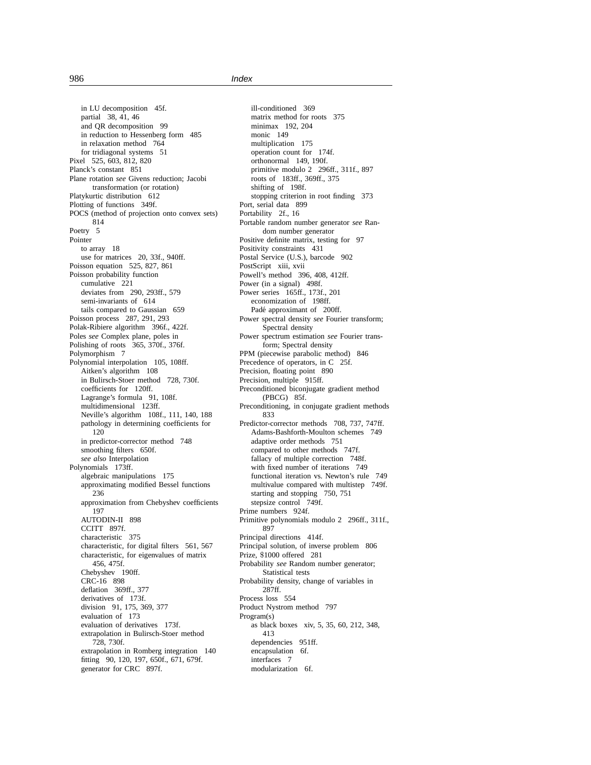in LU decomposition 45f.
partial 38, 41, 46
and QR decomposition 99
in reduction to Hessenberg form 485
in relaxation method 764
for tridiagonal systems 51

Pixel 525, 603, 812, 820
Planck's constant 851
Plane rotation *see* Givens reduction; Jacobi transformation (or rotation)
Platykurtic distribution 612
Plotting of functions 349f.
POCS (method of projection onto convex sets) 814
Poetry 5
Pointer
  to array 18
  use for matrices 20, 33f., 940ff.
Poisson equation 525, 827, 861
Poisson probability function
  cumulative 221
  deviates from 290, 293ff., 579
  semi-invariants of 614
  tails compared to Gaussian 659
Poisson process 287, 291, 293
Polak-Ribiere algorithm 396f., 422f.
Poles *see* Complex plane, poles in
Polishing of roots 365, 370f., 376f.
Polymorphism 7
Polynomial interpolation 105, 108ff.
  Aitken's algorithm 108
  in Bulirsch-Stoer method 728, 730f.
  coefficients for 120ff.
  Lagrange's formula 91, 108f.
  multidimensional 123ff.
  Neville's algorithm 108f., 111, 140, 188
  pathology in determining coefficients for 120
  in predictor-corrector method 748
  smoothing filters 650f.
  *see also* Interpolation
Polynomials 173ff.
  algebraic manipulations 175
  approximating modified Bessel functions 236
  approximation from Chebyshev coefficients 197
  AUTODIN-II 898
  CCITT 897f.
  characteristic 375
  characteristic, for digital filters 561, 567
  characteristic, for eigenvalues of matrix 456, 475f.
  Chebyshev 190ff.
  CRC-16 898
  deflation 369ff., 377
  derivatives of 173f.
  division 91, 175, 369, 377
  evaluation of 173
  evaluation of derivatives 173f.
  extrapolation in Bulirsch-Stoer method 728, 730f.
  extrapolation in Romberg integration 140
  fitting 90, 120, 197, 650f., 671, 679f.
  generator for CRC 897f.
  ill-conditioned 369
  matrix method for roots 375
  minimax 192, 204
  monic 149
  multiplication 175
  operation count for 174f.
  orthonormal 149, 190f.
  primitive modulo 2 296ff., 311f., 897
  roots of 183ff., 369ff., 375
  shifting of 198f.
  stopping criterion in root finding 373
Port, serial data 899
Portability 2f., 16
Portable random number generator *see* Random number generator
Positive definite matrix, testing for 97
Positivity constraints 431
Postal Service (U.S.), barcode 902
PostScript xiii, xvii
Powell's method 396, 408, 412ff.
Power (in a signal) 498f.
Power series 165ff., 173f., 201
  economization of 198ff.
  Padé approximant of 200ff.
Power spectral density *see* Fourier transform; Spectral density
Power spectrum estimation *see* Fourier transform; Spectral density
PPM (piecewise parabolic method) 846
Precedence of operators, in C 25f.
Precision, floating point 890
Precision, multiple 915ff.
Preconditioned biconjugate gradient method (PBCG) 85f.
Preconditioning, in conjugate gradient methods 833
Predictor-corrector methods 708, 737, 747ff.
  Adams-Bashforth-Moulton schemes 749
  adaptive order methods 751
  compared to other methods 747f.
  fallacy of multiple correction 748f.
  with fixed number of iterations 749
  functional iteration vs. Newton's rule 749
  multivalue compared with multistep 749f.
  starting and stopping 750, 751
  stepsize control 749f.
Prime numbers 924f.
Primitive polynomials modulo 2 296ff., 311f., 897
Principal directions 414f.
Principal solution, of inverse problem 806
Prize, $1000 offered 281
Probability *see* Random number generator; Statistical tests
Probability density, change of variables in 287ff.
Process loss 554
Product Nystrom method 797
Program(s)
  as black boxes xiv, 5, 35, 60, 212, 348, 413
  dependencies 951ff.
  encapsulation 6f.
  interfaces 7
  modularization 6f.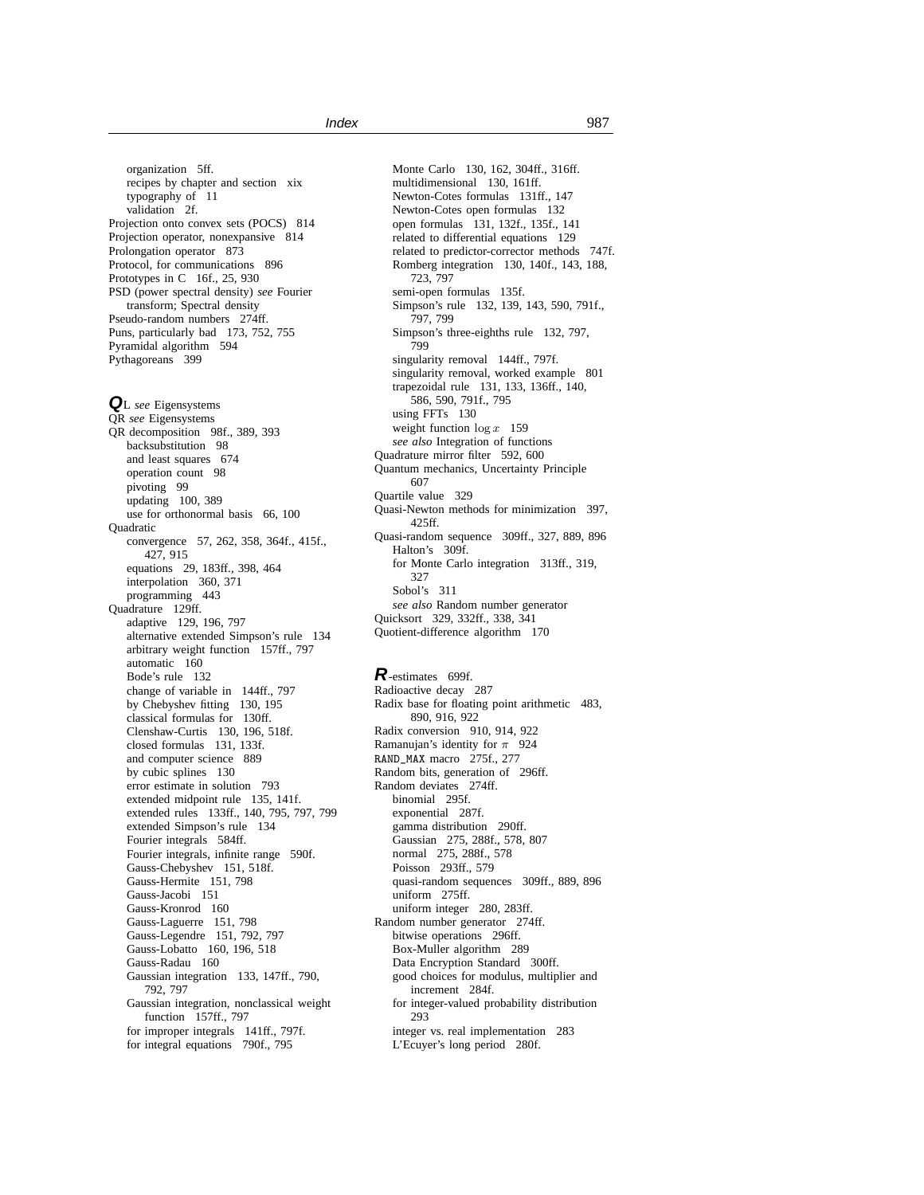organization 5ff.
recipes by chapter and section xix
typography of 11
validation 2f.
Projection onto convex sets (POCS) 814
Projection operator, nonexpansive 814
Prolongation operator 873
Protocol, for communications 896
Prototypes in C 16f., 25, 930
PSD (power spectral density) *see* Fourier transform; Spectral density
Pseudo-random numbers 274ff.
Puns, particularly bad 173, 752, 755
Pyramidal algorithm 594
Pythagoreans 399

**Q**L *see* Eigensystems
QR *see* Eigensystems
QR decomposition 98f., 389, 393
backsubstitution 98
and least squares 674
operation count 98
pivoting 99
updating 100, 389
use for orthonormal basis 66, 100
Quadratic
convergence 57, 262, 358, 364f., 415f., 427, 915
equations 29, 183ff., 398, 464
interpolation 360, 371
programming 443
Quadrature 129ff.
adaptive 129, 196, 797
alternative extended Simpson's rule 134
arbitrary weight function 157ff., 797
automatic 160
Bode's rule 132
change of variable in 144ff., 797
by Chebyshev fitting 130, 195
classical formulas for 130ff.
Clenshaw-Curtis 130, 196, 518f.
closed formulas 131, 133f.
and computer science 889
by cubic splines 130
error estimate in solution 793
extended midpoint rule 135, 141f.
extended rules 133ff., 140, 795, 797, 799
extended Simpson's rule 134
Fourier integrals 584ff.
Fourier integrals, infinite range 590f.
Gauss-Chebyshev 151, 518f.
Gauss-Hermite 151, 798
Gauss-Jacobi 151
Gauss-Kronrod 160
Gauss-Laguerre 151, 798
Gauss-Legendre 151, 792, 797
Gauss-Lobatto 160, 196, 518
Gauss-Radau 160
Gaussian integration 133, 147ff., 790, 792, 797
Gaussian integration, nonclassical weight function 157ff., 797
for improper integrals 141ff., 797f.
for integral equations 790f., 795
Monte Carlo 130, 162, 304ff., 316ff.
multidimensional 130, 161ff.
Newton-Cotes formulas 131ff., 147
Newton-Cotes open formulas 132
open formulas 131, 132f., 135f., 141
related to differential equations 129
related to predictor-corrector methods 747f.
Romberg integration 130, 140f., 143, 188, 723, 797
semi-open formulas 135f.
Simpson's rule 132, 139, 143, 590, 791f., 797, 799
Simpson's three-eighths rule 132, 797, 799
singularity removal 144ff., 797f.
singularity removal, worked example 801
trapezoidal rule 131, 133, 136ff., 140, 586, 590, 791f., 795
using FFTs 130
weight function $\log x$ 159
*see also* Integration of functions
Quadrature mirror filter 592, 600
Quantum mechanics, Uncertainty Principle 607
Quartile value 329
Quasi-Newton methods for minimization 397, 425ff.
Quasi-random sequence 309ff., 327, 889, 896
Halton's 309f.
for Monte Carlo integration 313ff., 319, 327
Sobol's 311
*see also* Random number generator
Quicksort 329, 332ff., 338, 341
Quotient-difference algorithm 170

**R**-estimates 699f.
Radioactive decay 287
Radix base for floating point arithmetic 483, 890, 916, 922
Radix conversion 910, 914, 922
Ramanujan's identity for $\pi$ 924
`RAND_MAX` macro 275f., 277
Random bits, generation of 296ff.
Random deviates 274ff.
binomial 295f.
exponential 287f.
gamma distribution 290ff.
Gaussian 275, 288f., 578, 807
normal 275, 288f., 578
Poisson 293ff., 579
quasi-random sequences 309ff., 889, 896
uniform 275ff.
uniform integer 280, 283ff.
Random number generator 274ff.
bitwise operations 296ff.
Box-Muller algorithm 289
Data Encryption Standard 300ff.
good choices for modulus, multiplier and increment 284f.
for integer-valued probability distribution 293
integer vs. real implementation 283
L'Ecuyer's long period 280f.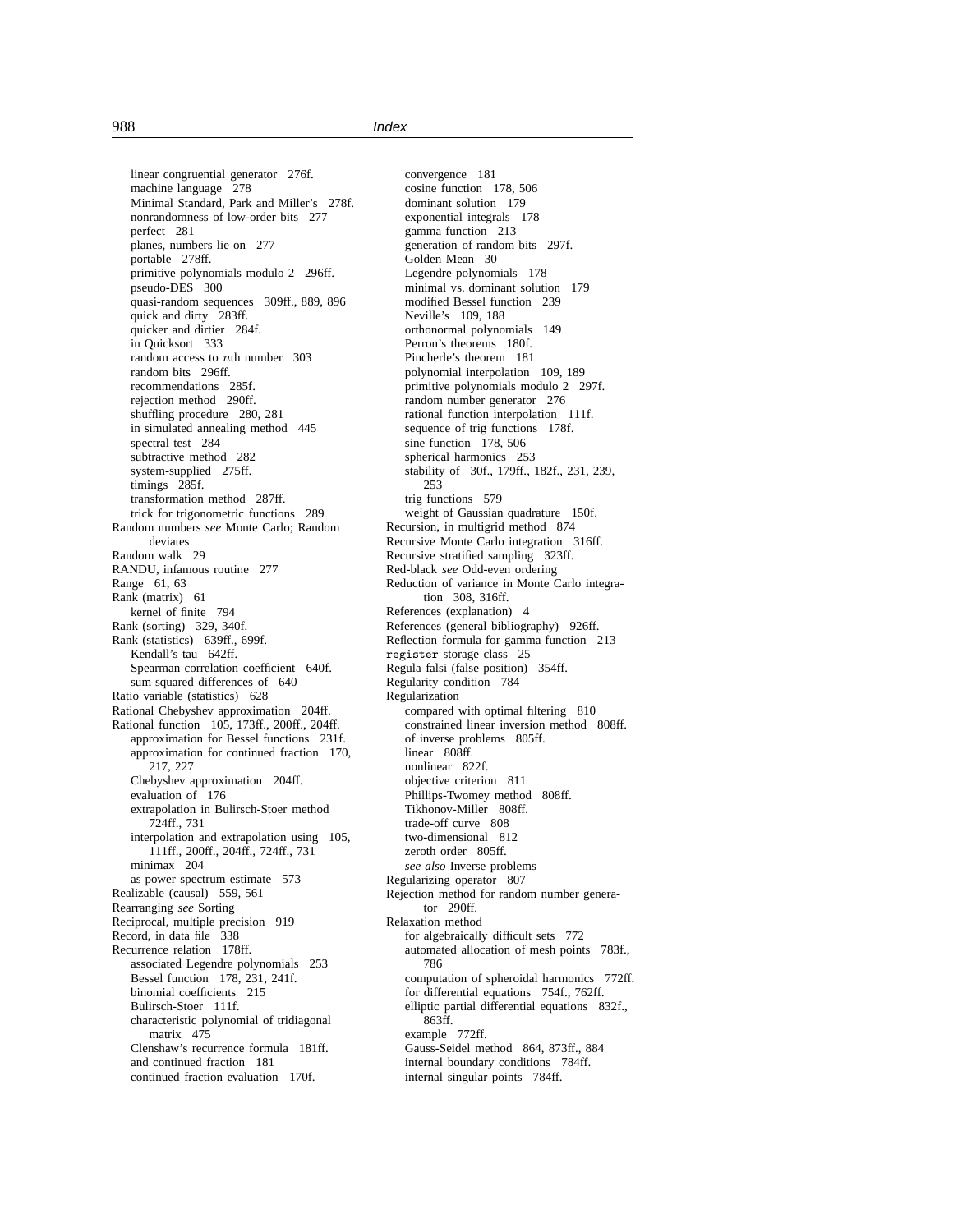linear congruential generator 276f.
machine language 278
Minimal Standard, Park and Miller's 278f.
nonrandomness of low-order bits 277
perfect 281
planes, numbers lie on 277
portable 278ff.
primitive polynomials modulo 2 296ff.
pseudo-DES 300
quasi-random sequences 309ff., 889, 896
quick and dirty 283ff.
quicker and dirtier 284f.
in Quicksort 333
random access to $n$th number 303
random bits 296ff.
recommendations 285f.
rejection method 290ff.
shuffling procedure 280, 281
in simulated annealing method 445
spectral test 284
subtractive method 282
system-supplied 275ff.
timings 285f.
transformation method 287ff.
trick for trigonometric functions 289

Random numbers *see* Monte Carlo; Random deviates
Random walk 29
RANDU, infamous routine 277
Range 61, 63
Rank (matrix) 61
kernel of finite 794
Rank (sorting) 329, 340f.
Rank (statistics) 639ff., 699f.
Kendall's tau 642ff.
Spearman correlation coefficient 640f.
sum squared differences of 640
Ratio variable (statistics) 628
Rational Chebyshev approximation 204ff.
Rational function 105, 173ff., 200ff., 204ff.
approximation for Bessel functions 231f.
approximation for continued fraction 170, 217, 227
Chebyshev approximation 204ff.
evaluation of 176
extrapolation in Bulirsch-Stoer method 724ff., 731
interpolation and extrapolation using 105, 111ff., 200ff., 204ff., 724ff., 731
minimax 204
as power spectrum estimate 573
Realizable (causal) 559, 561
Rearranging *see* Sorting
Reciprocal, multiple precision 919
Record, in data file 338
Recurrence relation 178ff.
associated Legendre polynomials 253
Bessel function 178, 231, 241f.
binomial coefficients 215
Bulirsch-Stoer 111f.
characteristic polynomial of tridiagonal matrix 475
Clenshaw's recurrence formula 181ff.
and continued fraction 181
continued fraction evaluation 170f.
convergence 181
cosine function 178, 506
dominant solution 179
exponential integrals 178
gamma function 213
generation of random bits 297f.
Golden Mean 30
Legendre polynomials 178
minimal vs. dominant solution 179
modified Bessel function 239
Neville's 109, 188
orthonormal polynomials 149
Perron's theorems 180f.
Pincherle's theorem 181
polynomial interpolation 109, 189
primitive polynomials modulo 2 297f.
random number generator 276
rational function interpolation 111f.
sequence of trig functions 178f.
sine function 178, 506
spherical harmonics 253
stability of 30f., 179ff., 182f., 231, 239, 253
trig functions 579
weight of Gaussian quadrature 150f.

Recursion, in multigrid method 874
Recursive Monte Carlo integration 316ff.
Recursive stratified sampling 323ff.
Red-black *see* Odd-even ordering
Reduction of variance in Monte Carlo integration 308, 316ff.
References (explanation) 4
References (general bibliography) 926ff.
Reflection formula for gamma function 213
`register` storage class 25
Regula falsi (false position) 354ff.
Regularity condition 784
Regularization
compared with optimal filtering 810
constrained linear inversion method 808ff.
of inverse problems 805ff.
linear 808ff.
nonlinear 822f.
objective criterion 811
Phillips-Twomey method 808ff.
Tikhonov-Miller 808ff.
trade-off curve 808
two-dimensional 812
zeroth order 805ff.
*see also* Inverse problems
Regularizing operator 807
Rejection method for random number generator 290ff.
Relaxation method
for algebraically difficult sets 772
automated allocation of mesh points 783f., 786
computation of spheroidal harmonics 772ff.
for differential equations 754f., 762ff.
elliptic partial differential equations 832f., 863ff.
example 772ff.
Gauss-Seidel method 864, 873ff., 884
internal boundary conditions 784ff.
internal singular points 784ff.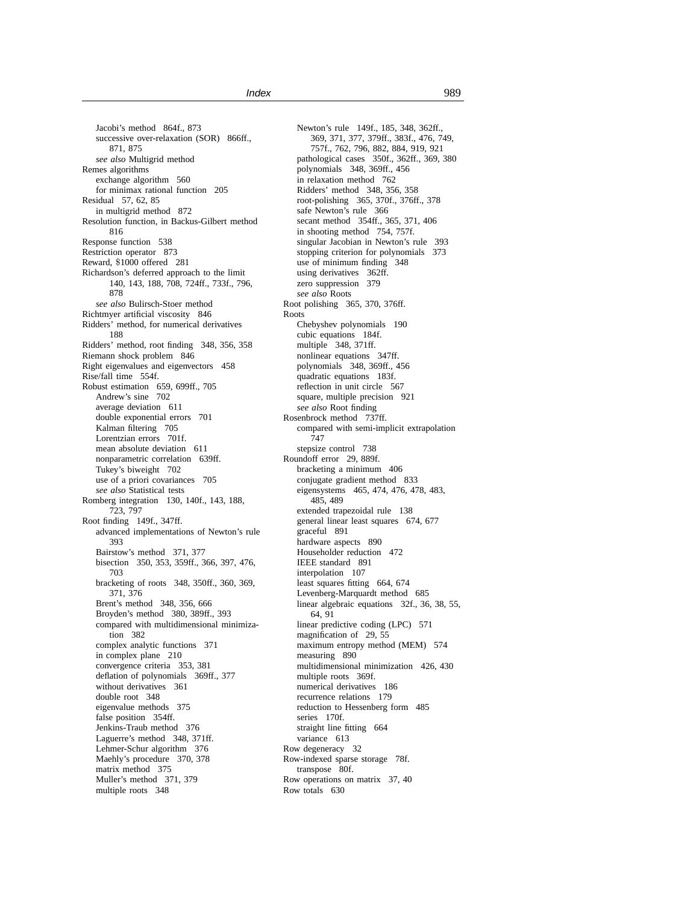Jacobi's method 864f., 873
successive over-relaxation (SOR) 866ff., 871, 875
*see also* Multigrid method

Remes algorithms
exchange algorithm 560
for minimax rational function 205

Residual 57, 62, 85
in multigrid method 872

Resolution function, in Backus-Gilbert method 816

Response function 538

Restriction operator 873

Reward, $1000 offered 281

Richardson's deferred approach to the limit 140, 143, 188, 708, 724ff., 733f., 796, 878
*see also* Bulirsch-Stoer method

Richtmyer artificial viscosity 846

Ridders' method, for numerical derivatives 188

Ridders' method, root finding 348, 356, 358

Riemann shock problem 846

Right eigenvalues and eigenvectors 458

Rise/fall time 554f.

Robust estimation 659, 699ff., 705
Andrew's sine 702
average deviation 611
double exponential errors 701
Kalman filtering 705
Lorentzian errors 701f.
mean absolute deviation 611
nonparametric correlation 639ff.
Tukey's biweight 702
use of a priori covariances 705
*see also* Statistical tests

Romberg integration 130, 140f., 143, 188, 723, 797

Root finding 149f., 347ff.
advanced implementations of Newton's rule 393
Bairstow's method 371, 377
bisection 350, 353, 359ff., 366, 397, 476, 703
bracketing of roots 348, 350ff., 360, 369, 371, 376
Brent's method 348, 356, 666
Broyden's method 380, 389ff., 393
compared with multidimensional minimization 382
complex analytic functions 371
in complex plane 210
convergence criteria 353, 381
deflation of polynomials 369ff., 377
without derivatives 361
double root 348
eigenvalue methods 375
false position 354ff.
Jenkins-Traub method 376
Laguerre's method 348, 371ff.
Lehmer-Schur algorithm 376
Maehly's procedure 370, 378
matrix method 375
Muller's method 371, 379
multiple roots 348
Newton's rule 149f., 185, 348, 362ff., 369, 371, 377, 379ff., 383f., 476, 749, 757f., 762, 796, 882, 884, 919, 921
pathological cases 350f., 362ff., 369, 380
polynomials 348, 369ff., 456
in relaxation method 762
Ridders' method 348, 356, 358
root-polishing 365, 370f., 376ff., 378
safe Newton's rule 366
secant method 354ff., 365, 371, 406
in shooting method 754, 757f.
singular Jacobian in Newton's rule 393
stopping criterion for polynomials 373
use of minimum finding 348
using derivatives 362ff.
zero suppression 379
*see also* Roots

Root polishing 365, 370, 376ff.

Roots
Chebyshev polynomials 190
cubic equations 184f.
multiple 348, 371ff.
nonlinear equations 347ff.
polynomials 348, 369ff., 456
quadratic equations 183f.
reflection in unit circle 567
square, multiple precision 921
*see also* Root finding

Rosenbrock method 737ff.
compared with semi-implicit extrapolation 747
stepsize control 738

Roundoff error 29, 889f.
bracketing a minimum 406
conjugate gradient method 833
eigensystems 465, 474, 476, 478, 483, 485, 489
extended trapezoidal rule 138
general linear least squares 674, 677
graceful 891
hardware aspects 890
Householder reduction 472
IEEE standard 891
interpolation 107
least squares fitting 664, 674
Levenberg-Marquardt method 685
linear algebraic equations 32f., 36, 38, 55, 64, 91
linear predictive coding (LPC) 571
magnification of 29, 55
maximum entropy method (MEM) 574
measuring 890
multidimensional minimization 426, 430
multiple roots 369f.
numerical derivatives 186
recurrence relations 179
reduction to Hessenberg form 485
series 170f.
straight line fitting 664
variance 613

Row degeneracy 32

Row-indexed sparse storage 78f.
transpose 80f.

Row operations on matrix 37, 40

Row totals 630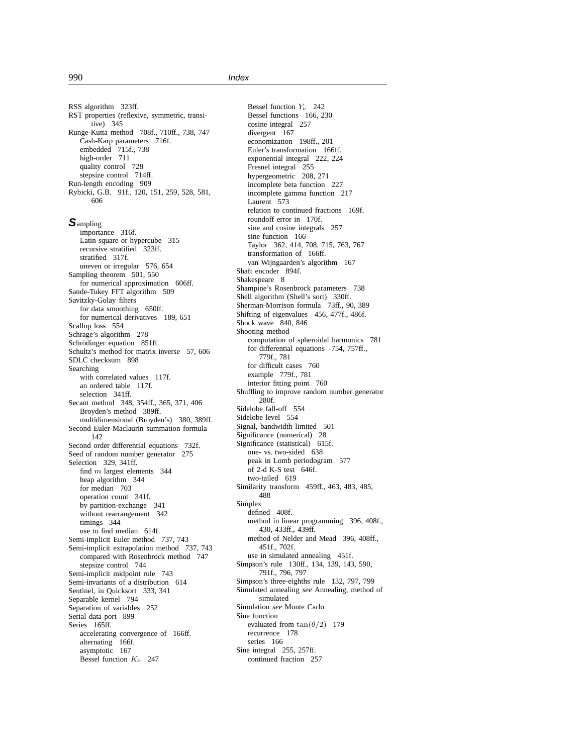RSS algorithm 323ff.
RST properties (reflexive, symmetric, transitive) 345
Runge-Kutta method 708f., 710ff., 738, 747
  Cash-Karp parameters 716f.
  embedded 715f., 738
  high-order 711
  quality control 728
  stepsize control 714ff.
Run-length encoding 909
Rybicki, G.B. 91f., 120, 151, 259, 528, 581, 606

**S**ampling
  importance 316f.
  Latin square or hypercube 315
  recursive stratified 323ff.
  stratified 317f.
  uneven or irregular 576, 654
Sampling theorem 501, 550
  for numerical approximation 606ff.
Sande-Tukey FFT algorithm 509
Savitzky-Golay filters
  for data smoothing 650ff.
  for numerical derivatives 189, 651
Scallop loss 554
Schrage's algorithm 278
Schrödinger equation 851ff.
Schultz's method for matrix inverse 57, 606
SDLC checksum 898
Searching
  with correlated values 117f.
  an ordered table 117f.
  selection 341ff.
Secant method 348, 354ff., 365, 371, 406
  Broyden's method 389ff.
  multidimensional (Broyden's) 380, 389ff.
Second Euler-Maclaurin summation formula 142
Second order differential equations 732f.
Seed of random number generator 275
Selection 329, 341ff.
  find $m$ largest elements 344
  heap algorithm 344
  for median 703
  operation count 341f.
  by partition-exchange 341
  without rearrangement 342
  timings 344
  use to find median 614f.
Semi-implicit Euler method 737, 743
Semi-implicit extrapolation method 737, 743
  compared with Rosenbrock method 747
  stepsize control 744
Semi-implicit midpoint rule 743
Semi-invariants of a distribution 614
Sentinel, in Quicksort 333, 341
Separable kernel 794
Separation of variables 252
Serial data port 899
Series 165ff.
  accelerating convergence of 166ff.
  alternating 166f.
  asymptotic 167
  Bessel function $K_\nu$ 247
  Bessel function $Y_\nu$ 242
  Bessel functions 166, 230
  cosine integral 257
  divergent 167
  economization 198ff., 201
  Euler's transformation 166ff.
  exponential integral 222, 224
  Fresnel integral 255
  hypergeometric 208, 271
  incomplete beta function 227
  incomplete gamma function 217
  Laurent 573
  relation to continued fractions 169f.
  roundoff error in 170f.
  sine and cosine integrals 257
  sine function 166
  Taylor 362, 414, 708, 715, 763, 767
  transformation of 166ff.
  van Wijngaarden's algorithm 167
Shaft encoder 894f.
Shakespeare 8
Shampine's Rosenbrock parameters 738
Shell algorithm (Shell's sort) 330ff.
Sherman-Morrison formula 73ff., 90, 389
Shifting of eigenvalues 456, 477f., 486f.
Shock wave 840, 846
Shooting method
  computation of spheroidal harmonics 781
  for differential equations 754, 757ff., 779f., 781
  for difficult cases 760
  example 779f., 781
  interior fitting point 760
Shuffling to improve random number generator 280f.
Sidelobe fall-off 554
Sidelobe level 554
Signal, bandwidth limited 501
Significance (numerical) 28
Significance (statistical) 615f.
  one- vs. two-sided 638
  peak in Lomb periodogram 577
  of 2-d K-S test 646f.
  two-tailed 619
Similarity transform 459ff., 463, 483, 485, 488
Simplex
  defined 408f.
  method in linear programming 396, 408f., 430, 433ff., 439ff.
  method of Nelder and Mead 396, 408ff., 451f., 702f.
  use in simulated annealing 451f.
Simpson's rule 130ff., 134, 139, 143, 590, 791f., 796, 797
Simpson's three-eighths rule 132, 797, 799
Simulated annealing *see* Annealing, method of simulated
Simulation *see* Monte Carlo
Sine function
  evaluated from $\tan(\theta/2)$ 179
  recurrence 178
  series 166
Sine integral 255, 257ff.
  continued fraction 257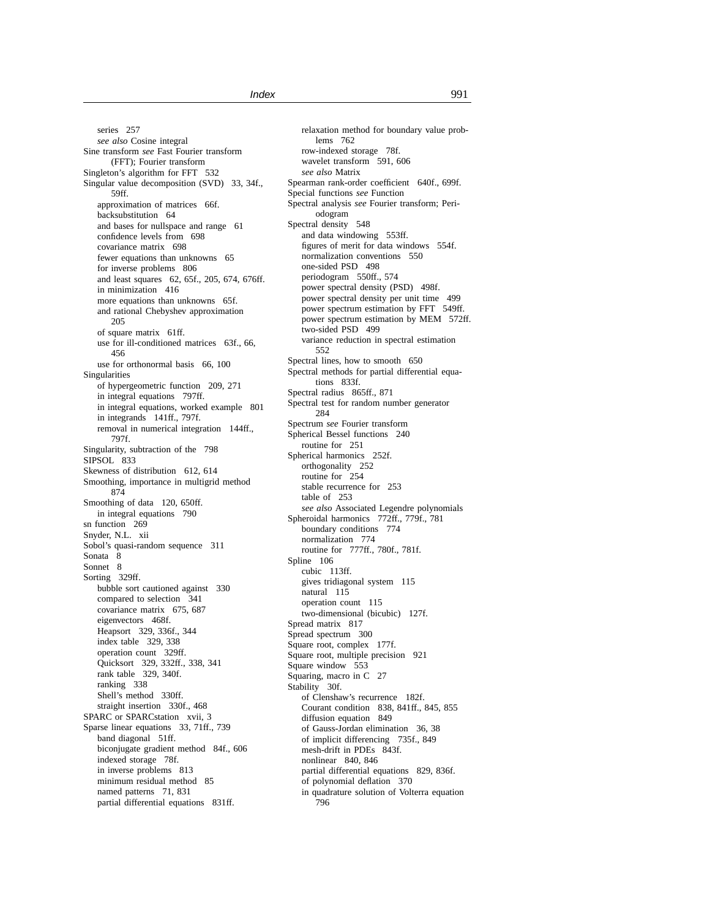series 257
*see also* Cosine integral
Sine transform *see* Fast Fourier transform (FFT); Fourier transform
Singleton's algorithm for FFT 532
Singular value decomposition (SVD) 33, 34f., 59ff.
approximation of matrices 66f.
backsubstitution 64
and bases for nullspace and range 61
confidence levels from 698
covariance matrix 698
fewer equations than unknowns 65
for inverse problems 806
and least squares 62, 65f., 205, 674, 676ff.
in minimization 416
more equations than unknowns 65f.
and rational Chebyshev approximation 205
of square matrix 61ff.
use for ill-conditioned matrices 63f., 66, 456
use for orthonormal basis 66, 100
Singularities
of hypergeometric function 209, 271
in integral equations 797ff.
in integral equations, worked example 801
in integrands 141ff., 797f.
removal in numerical integration 144ff., 797f.
Singularity, subtraction of the 798
SIPSOL 833
Skewness of distribution 612, 614
Smoothing, importance in multigrid method 874
Smoothing of data 120, 650ff.
in integral equations 790
sn function 269
Snyder, N.L. xii
Sobol's quasi-random sequence 311
Sonata 8
Sonnet 8
Sorting 329ff.
bubble sort cautioned against 330
compared to selection 341
covariance matrix 675, 687
eigenvectors 468f.
Heapsort 329, 336f., 344
index table 329, 338
operation count 329ff.
Quicksort 329, 332ff., 338, 341
rank table 329, 340f.
ranking 338
Shell's method 330ff.
straight insertion 330f., 468
SPARC or SPARCstation xvii, 3
Sparse linear equations 33, 71ff., 739
band diagonal 51ff.
biconjugate gradient method 84f., 606
indexed storage 78f.
in inverse problems 813
minimum residual method 85
named patterns 71, 831
partial differential equations 831ff.
relaxation method for boundary value problems 762
row-indexed storage 78f.
wavelet transform 591, 606
*see also* Matrix
Spearman rank-order coefficient 640f., 699f.
Special functions *see* Function
Spectral analysis *see* Fourier transform; Periodogram
Spectral density 548
and data windowing 553ff.
figures of merit for data windows 554f.
normalization conventions 550
one-sided PSD 498
periodogram 550ff., 574
power spectral density (PSD) 498f.
power spectral density per unit time 499
power spectrum estimation by FFT 549ff.
power spectrum estimation by MEM 572ff.
two-sided PSD 499
variance reduction in spectral estimation 552
Spectral lines, how to smooth 650
Spectral methods for partial differential equations 833f.
Spectral radius 865ff., 871
Spectral test for random number generator 284
Spectrum *see* Fourier transform
Spherical Bessel functions 240
routine for 251
Spherical harmonics 252f.
orthogonality 252
routine for 254
stable recurrence for 253
table of 253
*see also* Associated Legendre polynomials
Spheroidal harmonics 772ff., 779f., 781
boundary conditions 774
normalization 774
routine for 777ff., 780f., 781f.
Spline 106
cubic 113ff.
gives tridiagonal system 115
natural 115
operation count 115
two-dimensional (bicubic) 127f.
Spread matrix 817
Spread spectrum 300
Square root, complex 177f.
Square root, multiple precision 921
Square window 553
Squaring, macro in C 27
Stability 30f.
of Clenshaw's recurrence 182f.
Courant condition 838, 841ff., 845, 855
diffusion equation 849
of Gauss-Jordan elimination 36, 38
of implicit differencing 735f., 849
mesh-drift in PDEs 843f.
nonlinear 840, 846
partial differential equations 829, 836f.
of polynomial deflation 370
in quadrature solution of Volterra equation 796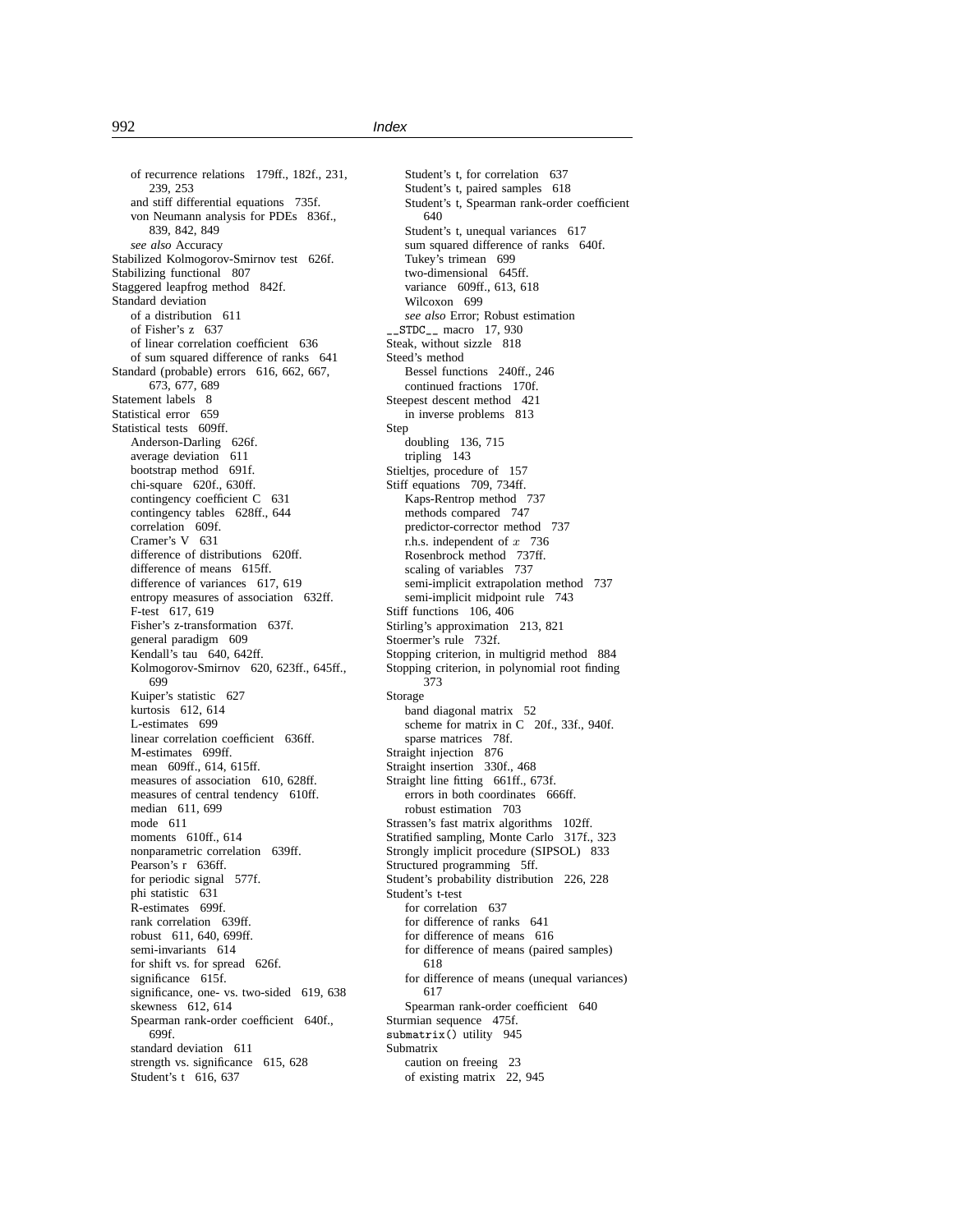of recurrence relations 179ff., 182f., 231, 239, 253
and stiff differential equations 735f.
von Neumann analysis for PDEs 836f., 839, 842, 849
*see also* Accuracy

Stabilized Kolmogorov-Smirnov test 626f.
Stabilizing functional 807
Staggered leapfrog method 842f.
Standard deviation
of a distribution 611
of Fisher's z 637
of linear correlation coefficient 636
of sum squared difference of ranks 641

Standard (probable) errors 616, 662, 667, 673, 677, 689
Statement labels 8
Statistical error 659
Statistical tests 609ff.
Anderson-Darling 626f.
average deviation 611
bootstrap method 691f.
chi-square 620f., 630ff.
contingency coefficient C 631
contingency tables 628ff., 644
correlation 609f.
Cramer's V 631
difference of distributions 620ff.
difference of means 615ff.
difference of variances 617, 619
entropy measures of association 632ff.
F-test 617, 619
Fisher's z-transformation 637f.
general paradigm 609
Kendall's tau 640, 642ff.
Kolmogorov-Smirnov 620, 623ff., 645ff., 699
Kuiper's statistic 627
kurtosis 612, 614
L-estimates 699
linear correlation coefficient 636ff.
M-estimates 699ff.
mean 609ff., 614, 615ff.
measures of association 610, 628ff.
measures of central tendency 610ff.
median 611, 699
mode 611
moments 610ff., 614
nonparametric correlation 639ff.
Pearson's r 636ff.
for periodic signal 577f.
phi statistic 631
R-estimates 699f.
rank correlation 639ff.
robust 611, 640, 699ff.
semi-invariants 614
for shift vs. for spread 626f.
significance 615f.
significance, one- vs. two-sided 619, 638
skewness 612, 614
Spearman rank-order coefficient 640f., 699f.
standard deviation 611
strength vs. significance 615, 628
Student's t 616, 637
Student's t, for correlation 637
Student's t, paired samples 618
Student's t, Spearman rank-order coefficient 640
Student's t, unequal variances 617
sum squared difference of ranks 640f.
Tukey's trimean 699
two-dimensional 645ff.
variance 609ff., 613, 618
Wilcoxon 699
*see also* Error; Robust estimation

`__STDC__` macro 17, 930
Steak, without sizzle 818
Steed's method
Bessel functions 240ff., 246
continued fractions 170f.

Steepest descent method 421
in inverse problems 813

Step
doubling 136, 715
tripling 143

Stieltjes, procedure of 157
Stiff equations 709, 734ff.
Kaps-Rentrop method 737
methods compared 747
predictor-corrector method 737
r.h.s. independent of $x$ 736
Rosenbrock method 737ff.
scaling of variables 737
semi-implicit extrapolation method 737
semi-implicit midpoint rule 743

Stiff functions 106, 406
Stirling's approximation 213, 821
Stoermer's rule 732f.
Stopping criterion, in multigrid method 884
Stopping criterion, in polynomial root finding 373
Storage
band diagonal matrix 52
scheme for matrix in C 20f., 33f., 940f.
sparse matrices 78f.

Straight injection 876
Straight insertion 330f., 468
Straight line fitting 661ff., 673f.
errors in both coordinates 666ff.
robust estimation 703

Strassen's fast matrix algorithms 102ff.
Stratified sampling, Monte Carlo 317f., 323
Strongly implicit procedure (SIPSOL) 833
Structured programming 5ff.
Student's probability distribution 226, 228
Student's t-test
for correlation 637
for difference of ranks 641
for difference of means 616
for difference of means (paired samples) 618
for difference of means (unequal variances) 617
Spearman rank-order coefficient 640

Sturmian sequence 475f.
`submatrix()` utility 945
Submatrix
caution on freeing 23
of existing matrix 22, 945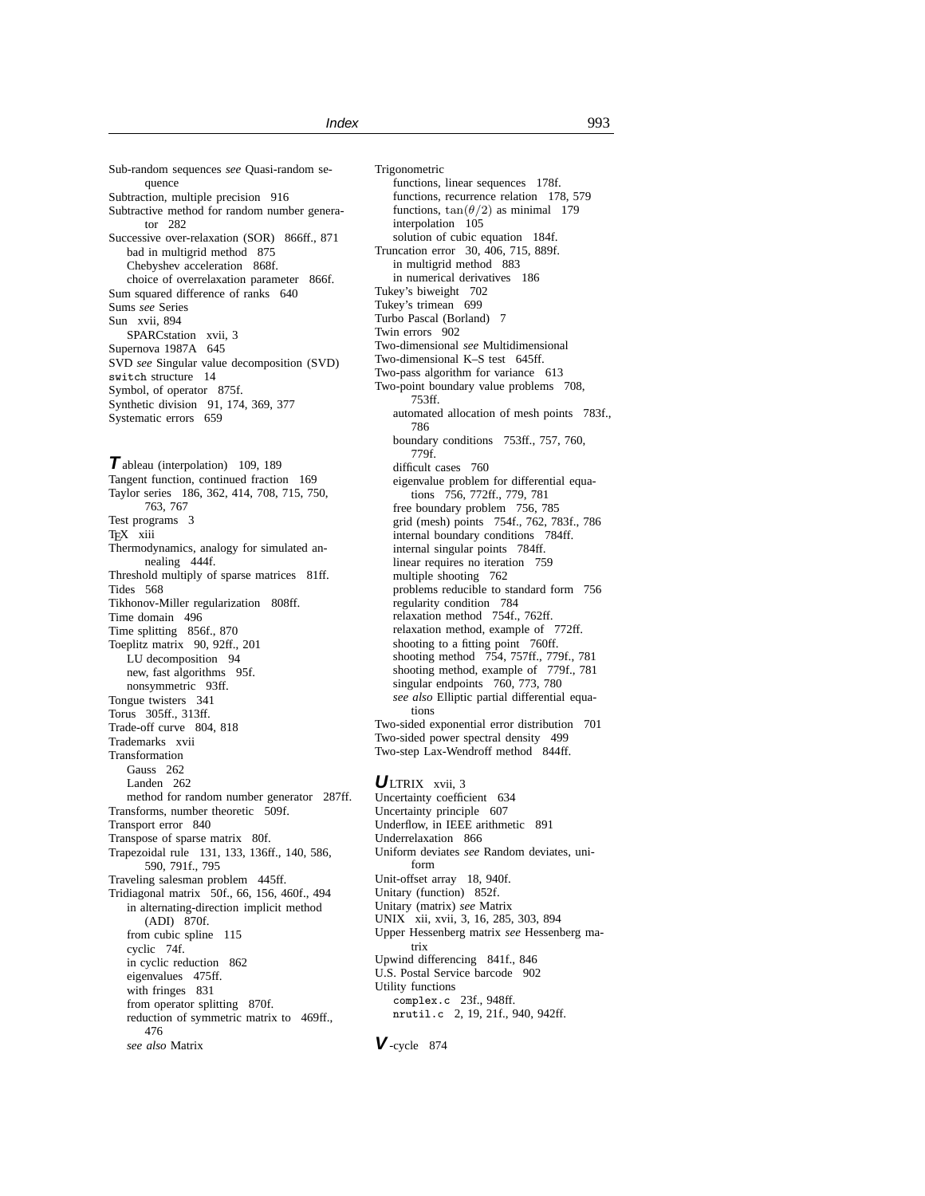Sub-random sequences *see* Quasi-random sequence
Subtraction, multiple precision 916
Subtractive method for random number generator 282
Successive over-relaxation (SOR) 866ff., 871
- bad in multigrid method 875
- Chebyshev acceleration 868f.
- choice of overrelaxation parameter 866f.

Sum squared difference of ranks 640
Sums *see* Series
Sun xvii, 894
- SPARCstation xvii, 3

Supernova 1987A 645
SVD *see* Singular value decomposition (SVD)
`switch` structure 14
Symbol, of operator 875f.
Synthetic division 91, 174, 369, 377
Systematic errors 659

**T**ableau (interpolation) 109, 189
Tangent function, continued fraction 169
Taylor series 186, 362, 414, 708, 715, 750, 763, 767
Test programs 3
TEX xiii
Thermodynamics, analogy for simulated annealing 444f.
Threshold multiply of sparse matrices 81ff.
Tides 568
Tikhonov-Miller regularization 808ff.
Time domain 496
Time splitting 856f., 870
Toeplitz matrix 90, 92ff., 201
- LU decomposition 94
- new, fast algorithms 95f.
- nonsymmetric 93ff.

Tongue twisters 341
Torus 305ff., 313ff.
Trade-off curve 804, 818
Trademarks xvii
Transformation
- Gauss 262
- Landen 262
- method for random number generator 287ff.

Transforms, number theoretic 509f.
Transport error 840
Transpose of sparse matrix 80f.
Trapezoidal rule 131, 133, 136ff., 140, 586, 590, 791f., 795
Traveling salesman problem 445ff.
Tridiagonal matrix 50f., 66, 156, 460f., 494
- in alternating-direction implicit method (ADI) 870f.
- from cubic spline 115
- cyclic 74f.
- in cyclic reduction 862
- eigenvalues 475ff.
- with fringes 831
- from operator splitting 870f.
- reduction of symmetric matrix to 469ff., 476
- *see also* Matrix

Trigonometric
- functions, linear sequences 178f.
- functions, recurrence relation 178, 579
- functions, $\tan(\theta/2)$ as minimal 179
- interpolation 105
- solution of cubic equation 184f.

Truncation error 30, 406, 715, 889f.
- in multigrid method 883
- in numerical derivatives 186

Tukey's biweight 702
Tukey's trimean 699
Turbo Pascal (Borland) 7
Twin errors 902
Two-dimensional *see* Multidimensional
Two-dimensional K–S test 645ff.
Two-pass algorithm for variance 613
Two-point boundary value problems 708, 753ff.
- automated allocation of mesh points 783f., 786
- boundary conditions 753ff., 757, 760, 779f.
- difficult cases 760
- eigenvalue problem for differential equations 756, 772ff., 779, 781
- free boundary problem 756, 785
- grid (mesh) points 754f., 762, 783f., 786
- internal boundary conditions 784ff.
- internal singular points 784ff.
- linear requires no iteration 759
- multiple shooting 762
- problems reducible to standard form 756
- regularity condition 784
- relaxation method 754f., 762ff.
- relaxation method, example of 772ff.
- shooting to a fitting point 760ff.
- shooting method 754, 757ff., 779f., 781
- shooting method, example of 779f., 781
- singular endpoints 760, 773, 780
- *see also* Elliptic partial differential equations

Two-sided exponential error distribution 701
Two-sided power spectral density 499
Two-step Lax-Wendroff method 844ff.

**U**LTRIX xvii, 3
Uncertainty coefficient 634
Uncertainty principle 607
Underflow, in IEEE arithmetic 891
Underrelaxation 866
Uniform deviates *see* Random deviates, uniform
Unit-offset array 18, 940f.
Unitary (function) 852f.
Unitary (matrix) *see* Matrix
UNIX xii, xvii, 3, 16, 285, 303, 894
Upper Hessenberg matrix *see* Hessenberg matrix
Upwind differencing 841f., 846
U.S. Postal Service barcode 902
Utility functions
- `complex.c` 23f., 948ff.
- `nrutil.c` 2, 19, 21f., 940, 942ff.

**V**-cycle 874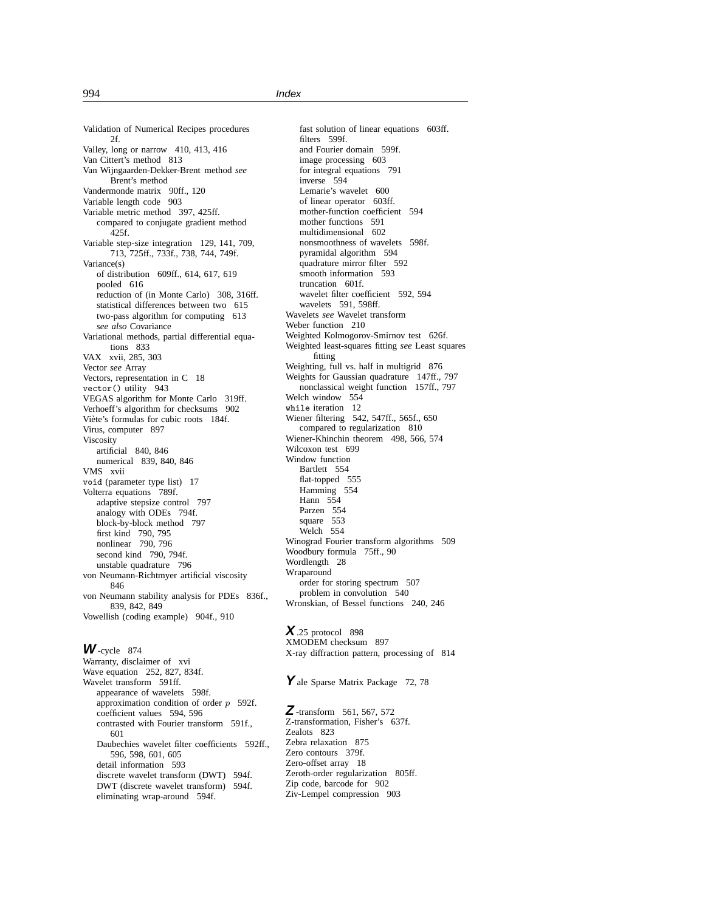Validation of Numerical Recipes procedures 2f.
Valley, long or narrow 410, 413, 416
Van Cittert's method 813
Van Wijngaarden-Dekker-Brent method *see* Brent's method
Vandermonde matrix 90ff., 120
Variable length code 903
Variable metric method 397, 425ff.
  compared to conjugate gradient method 425f.
Variable step-size integration 129, 141, 709, 713, 725ff., 733f., 738, 744, 749f.
Variance(s)
  of distribution 609ff., 614, 617, 619
  pooled 616
  reduction of (in Monte Carlo) 308, 316ff.
  statistical differences between two 615
  two-pass algorithm for computing 613
  *see also* Covariance
Variational methods, partial differential equations 833
VAX xvii, 285, 303
Vector *see* Array
Vectors, representation in C 18
`vector()` utility 943
VEGAS algorithm for Monte Carlo 319ff.
Verhoeff's algorithm for checksums 902
Viète's formulas for cubic roots 184f.
Virus, computer 897
Viscosity
  artificial 840, 846
  numerical 839, 840, 846
VMS xvii
`void` (parameter type list) 17
Volterra equations 789f.
  adaptive stepsize control 797
  analogy with ODEs 794f.
  block-by-block method 797
  first kind 790, 795
  nonlinear 790, 796
  second kind 790, 794f.
  unstable quadrature 796
von Neumann-Richtmyer artificial viscosity 846
von Neumann stability analysis for PDEs 836f., 839, 842, 849
Vowellish (coding example) 904f., 910

**W**-cycle 874
Warranty, disclaimer of xvi
Wave equation 252, 827, 834f.
Wavelet transform 591ff.
  appearance of wavelets 598f.
  approximation condition of order $p$ 592f.
  coefficient values 594, 596
  contrasted with Fourier transform 591f., 601
  Daubechies wavelet filter coefficients 592ff., 596, 598, 601, 605
  detail information 593
  discrete wavelet transform (DWT) 594f.
  DWT (discrete wavelet transform) 594f.
  eliminating wrap-around 594f.
  fast solution of linear equations 603ff.
  filters 599f.
  and Fourier domain 599f.
  image processing 603
  for integral equations 791
  inverse 594
  Lemarie's wavelet 600
  of linear operator 603ff.
  mother-function coefficient 594
  mother functions 591
  multidimensional 602
  nonsmoothness of wavelets 598f.
  pyramidal algorithm 594
  quadrature mirror filter 592
  smooth information 593
  truncation 601f.
  wavelet filter coefficient 592, 594
  wavelets 591, 598ff.
Wavelets *see* Wavelet transform
Weber function 210
Weighted Kolmogorov-Smirnov test 626f.
Weighted least-squares fitting *see* Least squares fitting
Weighting, full vs. half in multigrid 876
Weights for Gaussian quadrature 147ff., 797
  nonclassical weight function 157ff., 797
Welch window 554
`while` iteration 12
Wiener filtering 542, 547ff., 565f., 650
  compared to regularization 810
Wiener-Khinchin theorem 498, 566, 574
Wilcoxon test 699
Window function
  Bartlett 554
  flat-topped 555
  Hamming 554
  Hann 554
  Parzen 554
  square 553
  Welch 554
Winograd Fourier transform algorithms 509
Woodbury formula 75ff., 90
Wordlength 28
Wraparound
  order for storing spectrum 507
  problem in convolution 540
Wronskian, of Bessel functions 240, 246

**X**.25 protocol 898
XMODEM checksum 897
X-ray diffraction pattern, processing of 814

**Y**ale Sparse Matrix Package 72, 78

**Z**-transform 561, 567, 572
Z-transformation, Fisher's 637f.
Zealots 823
Zebra relaxation 875
Zero contours 379f.
Zero-offset array 18
Zeroth-order regularization 805ff.
Zip code, barcode for 902
Ziv-Lempel compression 903